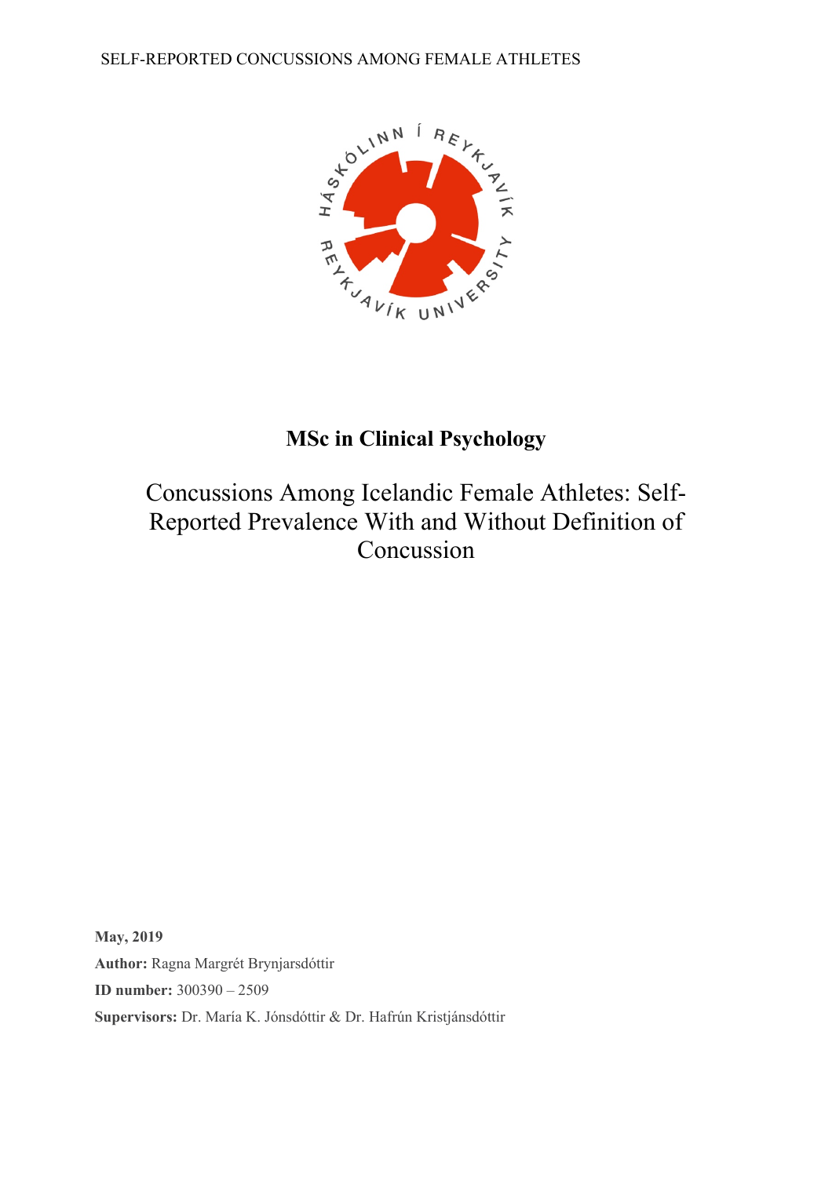**MSc in Clinical Psychology**

# Concussions Among Icelandic Female Athletes: Self-Reported Prevalence With and Without Definition of Concussion

**May, 2019**

**Author:** Ragna Margrét Brynjarsdóttir

**ID number:** 300390 – 2509

**Supervisors:** Dr. María K. Jónsdóttir & Dr. Hafrún Kristjánsdóttir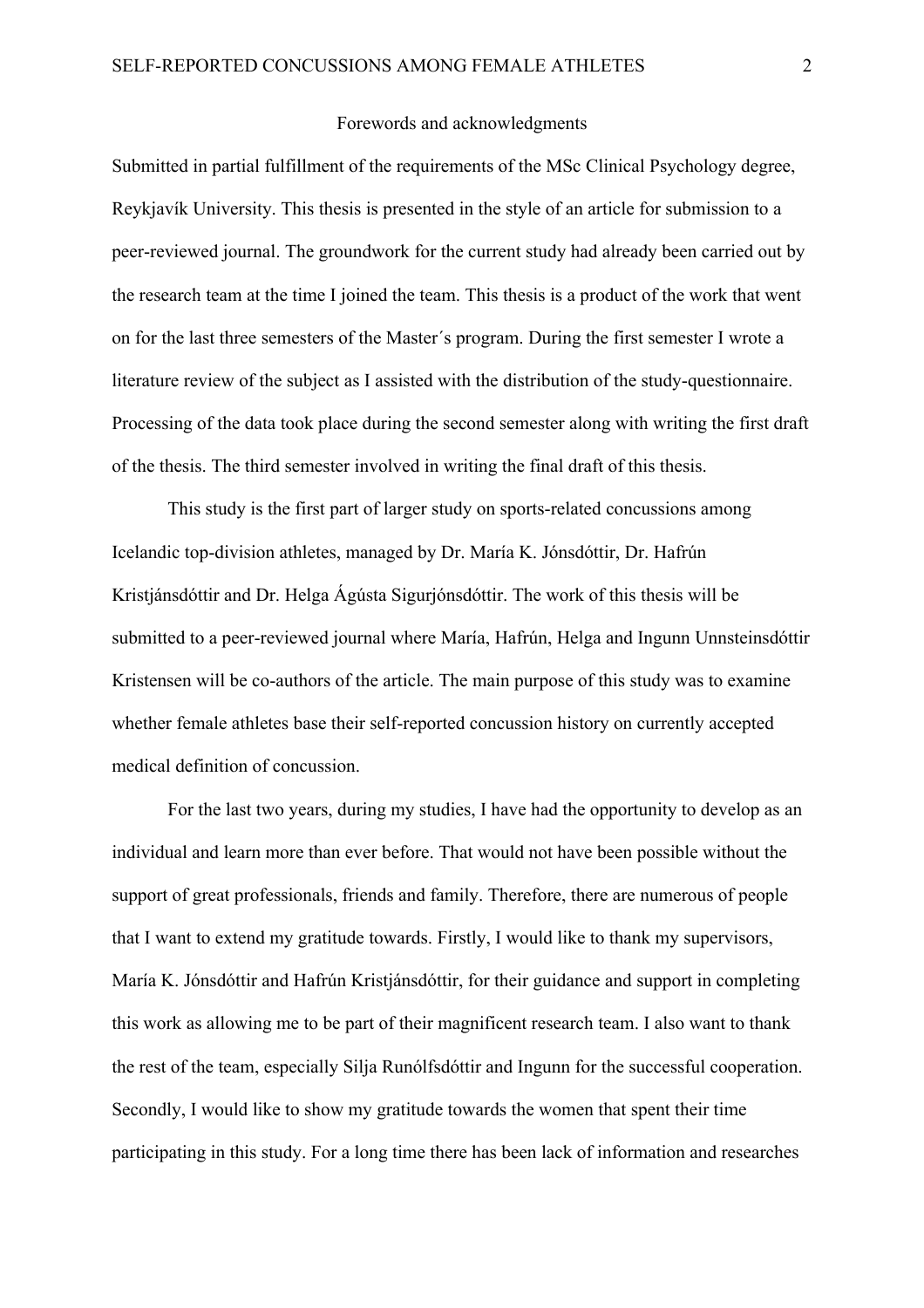## Forewords and acknowledgments

Submitted in partial fulfillment of the requirements of the MSc Clinical Psychology degree, Reykjavík University. This thesis is presented in the style of an article for submission to a peer-reviewed journal. The groundwork for the current study had already been carried out by the research team at the time I joined the team. This thesis is a product of the work that went on for the last three semesters of the Master´s program. During the first semester I wrote a literature review of the subject as I assisted with the distribution of the study-questionnaire. Processing of the data took place during the second semester along with writing the first draft of the thesis. The third semester involved in writing the final draft of this thesis.

This study is the first part of larger study on sports-related concussions among Icelandic top-division athletes, managed by Dr. María K. Jónsdóttir, Dr. Hafrún Kristjánsdóttir and Dr. Helga Ágústa Sigurjónsdóttir. The work of this thesis will be submitted to a peer-reviewed journal where María, Hafrún, Helga and Ingunn Unnsteinsdóttir Kristensen will be co-authors of the article. The main purpose of this study was to examine whether female athletes base their self-reported concussion history on currently accepted medical definition of concussion.

For the last two years, during my studies, I have had the opportunity to develop as an individual and learn more than ever before. That would not have been possible without the support of great professionals, friends and family. Therefore, there are numerous of people that I want to extend my gratitude towards. Firstly, I would like to thank my supervisors, María K. Jónsdóttir and Hafrún Kristjánsdóttir, for their guidance and support in completing this work as allowing me to be part of their magnificent research team. I also want to thank the rest of the team, especially Silja Runólfsdóttir and Ingunn for the successful cooperation. Secondly, I would like to show my gratitude towards the women that spent their time participating in this study. For a long time there has been lack of information and researches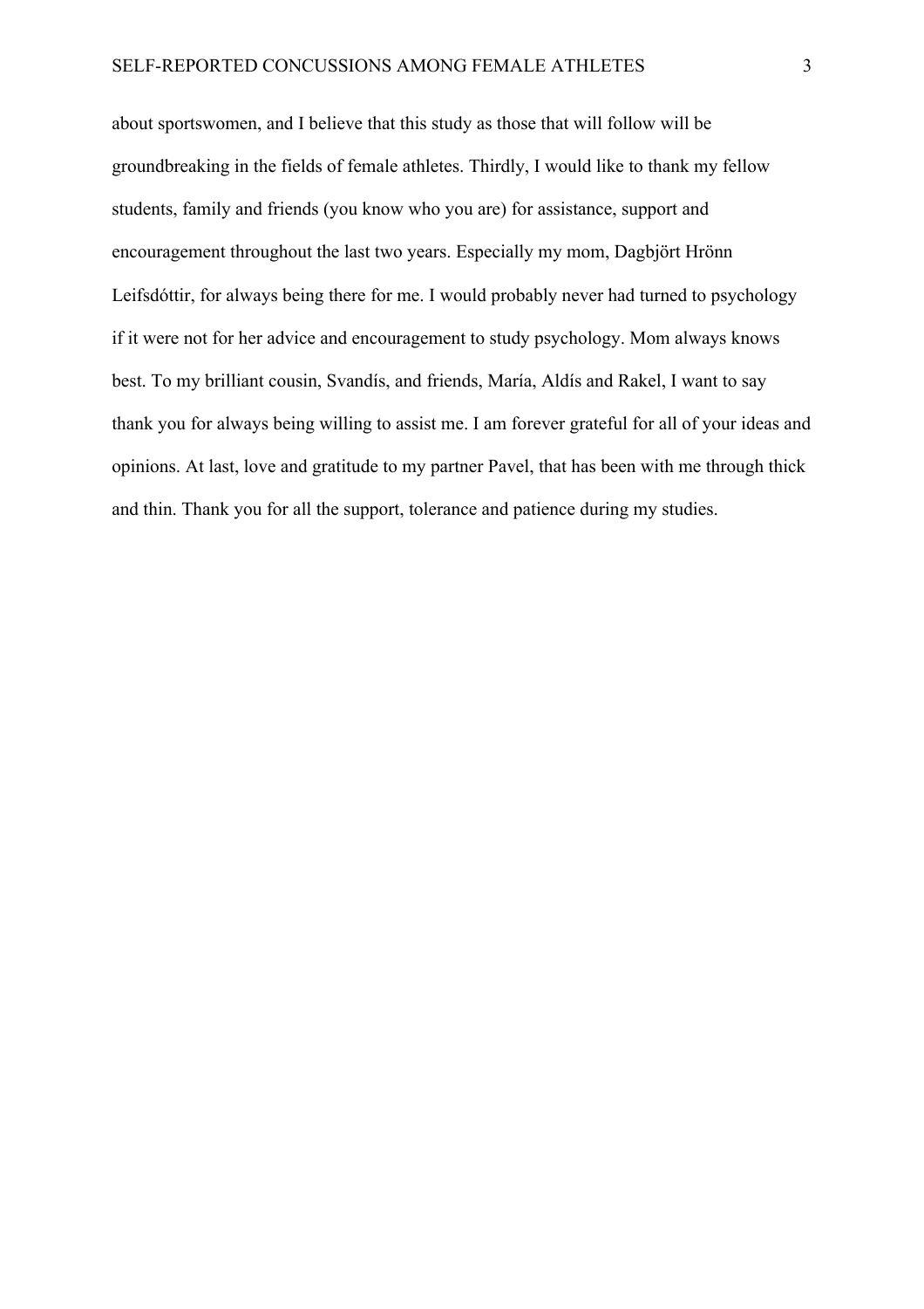about sportswomen, and I believe that this study as those that will follow will be groundbreaking in the fields of female athletes. Thirdly, I would like to thank my fellow students, family and friends (you know who you are) for assistance, support and encouragement throughout the last two years. Especially my mom, Dagbjört Hrönn Leifsdóttir, for always being there for me. I would probably never had turned to psychology if it were not for her advice and encouragement to study psychology. Mom always knows best. To my brilliant cousin, Svandís, and friends, María, Aldís and Rakel, I want to say thank you for always being willing to assist me. I am forever grateful for all of your ideas and opinions. At last, love and gratitude to my partner Pavel, that has been with me through thick and thin. Thank you for all the support, tolerance and patience during my studies.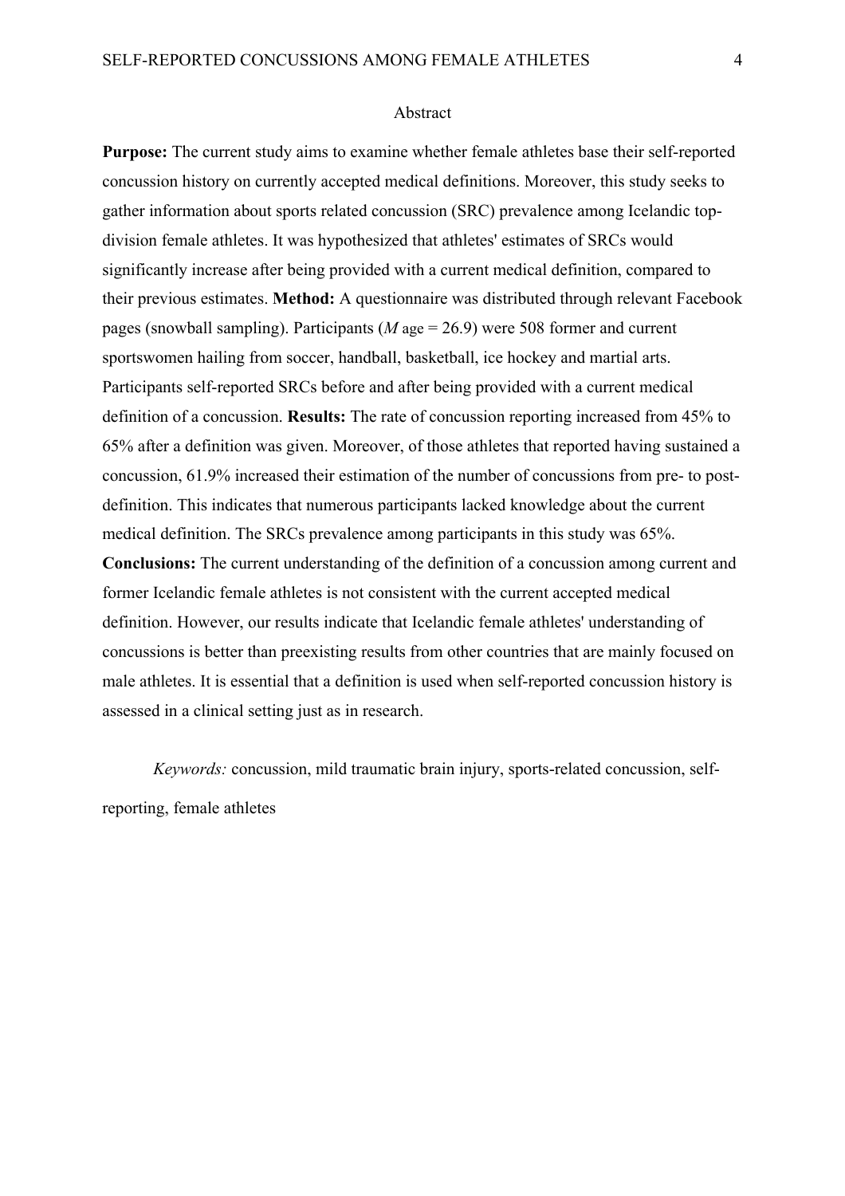## Abstract

**Purpose:** The current study aims to examine whether female athletes base their self-reported concussion history on currently accepted medical definitions. Moreover, this study seeks to gather information about sports related concussion (SRC) prevalence among Icelandic top-division female athletes. It was hypothesized that athletes' estimates of SRCs would significantly increase after being provided with a current medical definition, compared to their previous estimates. **Method:** A questionnaire was distributed through relevant Facebook pages (snowball sampling). Participants ($M_{\text{age}} = 26.9$) were 508 former and current sportswomen hailing from soccer, handball, basketball, ice hockey and martial arts. Participants self-reported SRCs before and after being provided with a current medical definition of a concussion. **Results:** The rate of concussion reporting increased from 45% to 65% after a definition was given. Moreover, of those athletes that reported having sustained a concussion, 61.9% increased their estimation of the number of concussions from pre- to post-definition. This indicates that numerous participants lacked knowledge about the current medical definition. The SRCs prevalence among participants in this study was 65%. **Conclusions:** The current understanding of the definition of a concussion among current and former Icelandic female athletes is not consistent with the current accepted medical definition. However, our results indicate that Icelandic female athletes' understanding of concussions is better than preexisting results from other countries that are mainly focused on male athletes. It is essential that a definition is used when self-reported concussion history is assessed in a clinical setting just as in research.

*Keywords:* concussion, mild traumatic brain injury, sports-related concussion, self-reporting, female athletes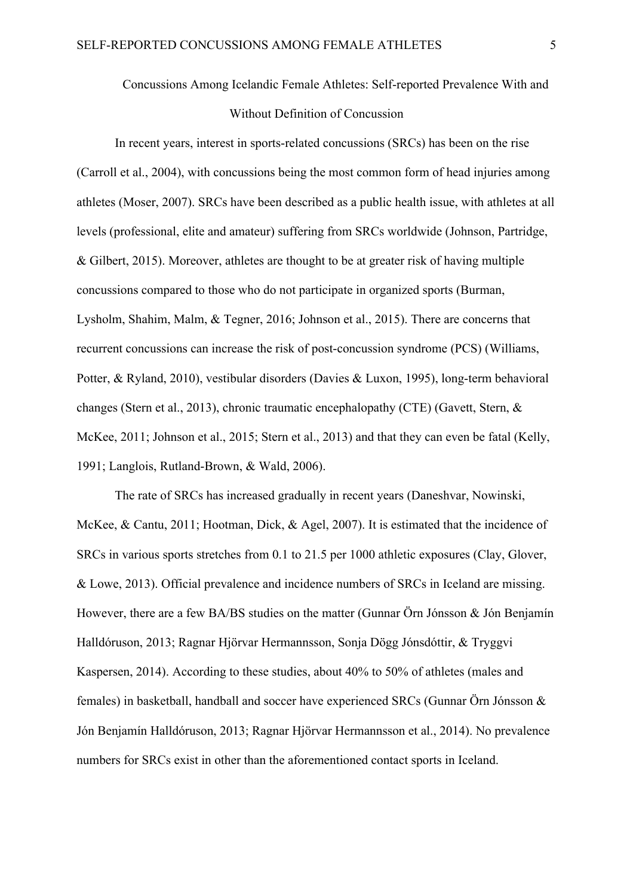# Concussions Among Icelandic Female Athletes: Self-reported Prevalence With and Without Definition of Concussion

In recent years, interest in sports-related concussions (SRCs) has been on the rise (Carroll et al., 2004), with concussions being the most common form of head injuries among athletes (Moser, 2007). SRCs have been described as a public health issue, with athletes at all levels (professional, elite and amateur) suffering from SRCs worldwide (Johnson, Partridge, & Gilbert, 2015). Moreover, athletes are thought to be at greater risk of having multiple concussions compared to those who do not participate in organized sports (Burman, Lysholm, Shahim, Malm, & Tegner, 2016; Johnson et al., 2015). There are concerns that recurrent concussions can increase the risk of post-concussion syndrome (PCS) (Williams, Potter, & Ryland, 2010), vestibular disorders (Davies & Luxon, 1995), long-term behavioral changes (Stern et al., 2013), chronic traumatic encephalopathy (CTE) (Gavett, Stern, & McKee, 2011; Johnson et al., 2015; Stern et al., 2013) and that they can even be fatal (Kelly, 1991; Langlois, Rutland-Brown, & Wald, 2006).

The rate of SRCs has increased gradually in recent years (Daneshvar, Nowinski, McKee, & Cantu, 2011; Hootman, Dick, & Agel, 2007). It is estimated that the incidence of SRCs in various sports stretches from 0.1 to 21.5 per 1000 athletic exposures (Clay, Glover, & Lowe, 2013). Official prevalence and incidence numbers of SRCs in Iceland are missing. However, there are a few BA/BS studies on the matter (Gunnar Örn Jónsson & Jón Benjamín Halldóruson, 2013; Ragnar Hjörvar Hermannsson, Sonja Dögg Jónsdóttir, & Tryggvi Kaspersen, 2014). According to these studies, about 40% to 50% of athletes (males and females) in basketball, handball and soccer have experienced SRCs (Gunnar Örn Jónsson & Jón Benjamín Halldóruson, 2013; Ragnar Hjörvar Hermannsson et al., 2014). No prevalence numbers for SRCs exist in other than the aforementioned contact sports in Iceland.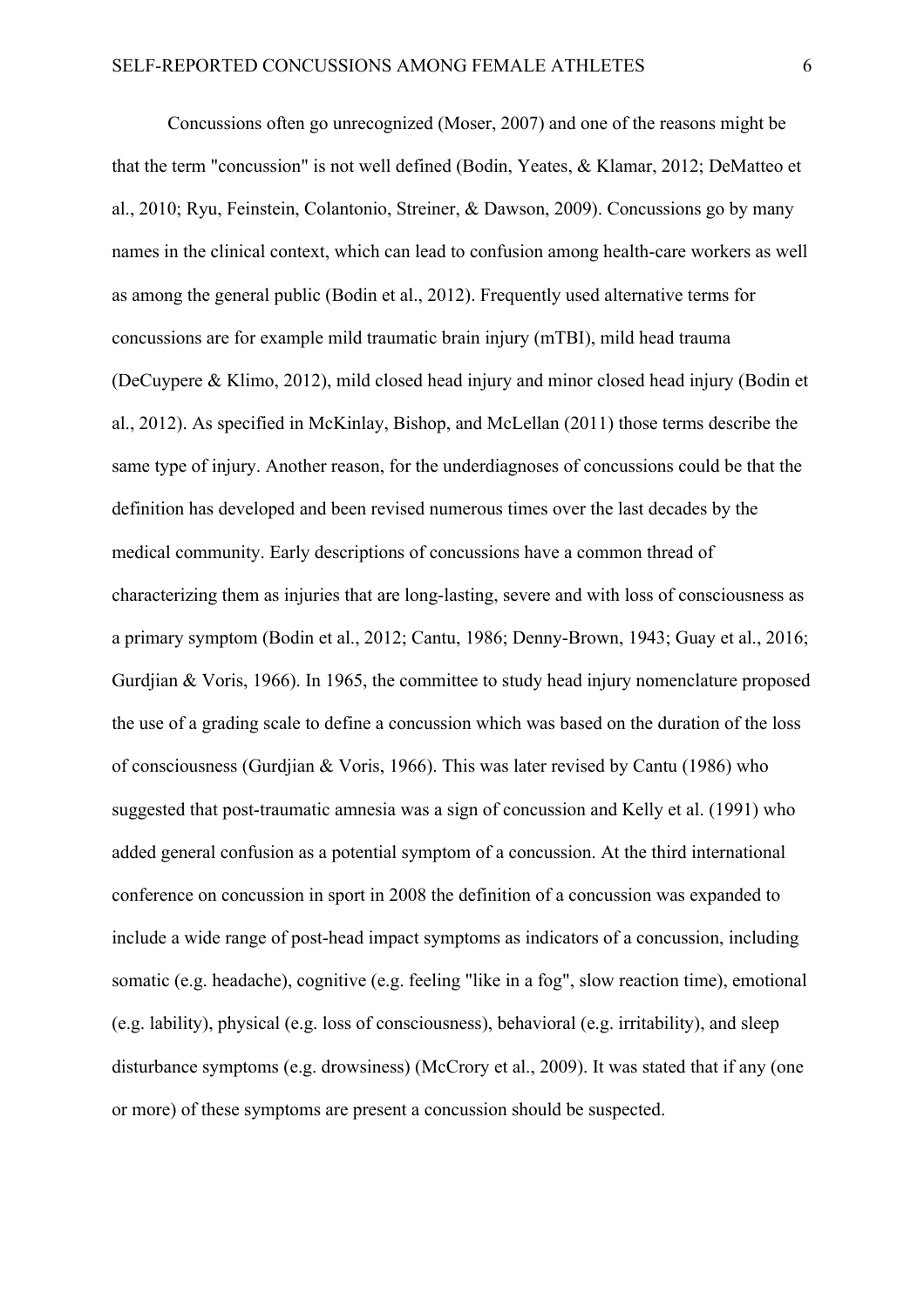Concussions often go unrecognized (Moser, 2007) and one of the reasons might be that the term "concussion" is not well defined (Bodin, Yeates, & Klamar, 2012; DeMatteo et al., 2010; Ryu, Feinstein, Colantonio, Streiner, & Dawson, 2009). Concussions go by many names in the clinical context, which can lead to confusion among health-care workers as well as among the general public (Bodin et al., 2012). Frequently used alternative terms for concussions are for example mild traumatic brain injury (mTBI), mild head trauma (DeCuypere & Klimo, 2012), mild closed head injury and minor closed head injury (Bodin et al., 2012). As specified in McKinlay, Bishop, and McLellan (2011) those terms describe the same type of injury. Another reason, for the underdiagnoses of concussions could be that the definition has developed and been revised numerous times over the last decades by the medical community. Early descriptions of concussions have a common thread of characterizing them as injuries that are long-lasting, severe and with loss of consciousness as a primary symptom (Bodin et al., 2012; Cantu, 1986; Denny-Brown, 1943; Guay et al., 2016; Gurdjian & Voris, 1966). In 1965, the committee to study head injury nomenclature proposed the use of a grading scale to define a concussion which was based on the duration of the loss of consciousness (Gurdjian & Voris, 1966). This was later revised by Cantu (1986) who suggested that post-traumatic amnesia was a sign of concussion and Kelly et al. (1991) who added general confusion as a potential symptom of a concussion. At the third international conference on concussion in sport in 2008 the definition of a concussion was expanded to include a wide range of post-head impact symptoms as indicators of a concussion, including somatic (e.g. headache), cognitive (e.g. feeling "like in a fog", slow reaction time), emotional (e.g. lability), physical (e.g. loss of consciousness), behavioral (e.g. irritability), and sleep disturbance symptoms (e.g. drowsiness) (McCrory et al., 2009). It was stated that if any (one or more) of these symptoms are present a concussion should be suspected.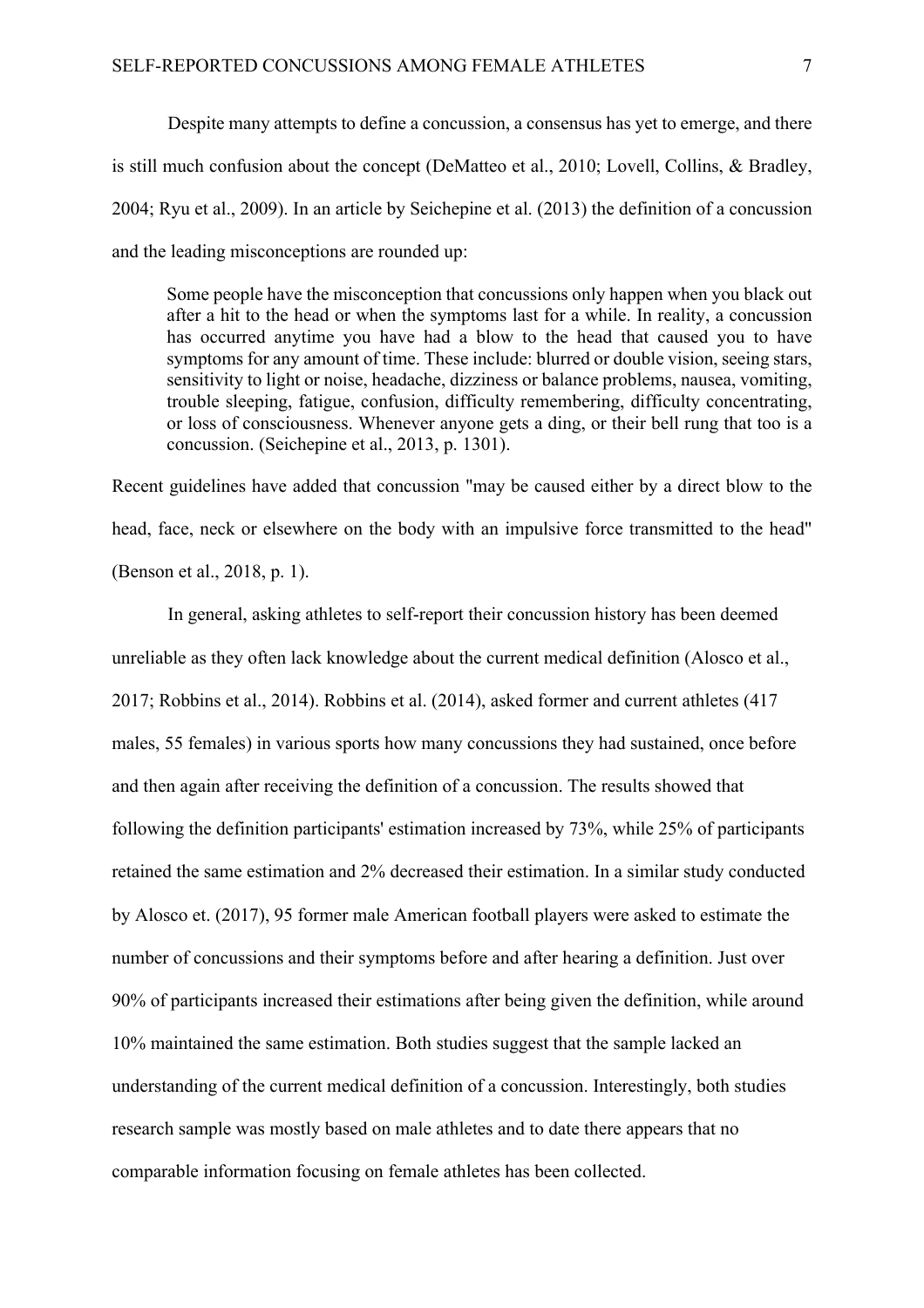Despite many attempts to define a concussion, a consensus has yet to emerge, and there is still much confusion about the concept (DeMatteo et al., 2010; Lovell, Collins, & Bradley, 2004; Ryu et al., 2009). In an article by Seichepine et al. (2013) the definition of a concussion and the leading misconceptions are rounded up:

> Some people have the misconception that concussions only happen when you black out after a hit to the head or when the symptoms last for a while. In reality, a concussion has occurred anytime you have had a blow to the head that caused you to have symptoms for any amount of time. These include: blurred or double vision, seeing stars, sensitivity to light or noise, headache, dizziness or balance problems, nausea, vomiting, trouble sleeping, fatigue, confusion, difficulty remembering, difficulty concentrating, or loss of consciousness. Whenever anyone gets a ding, or their bell rung that too is a concussion. (Seichepine et al., 2013, p. 1301).

Recent guidelines have added that concussion "may be caused either by a direct blow to the head, face, neck or elsewhere on the body with an impulsive force transmitted to the head" (Benson et al., 2018, p. 1).

In general, asking athletes to self-report their concussion history has been deemed unreliable as they often lack knowledge about the current medical definition (Alosco et al., 2017; Robbins et al., 2014). Robbins et al. (2014), asked former and current athletes (417 males, 55 females) in various sports how many concussions they had sustained, once before and then again after receiving the definition of a concussion. The results showed that following the definition participants' estimation increased by 73%, while 25% of participants retained the same estimation and 2% decreased their estimation. In a similar study conducted by Alosco et. (2017), 95 former male American football players were asked to estimate the number of concussions and their symptoms before and after hearing a definition. Just over 90% of participants increased their estimations after being given the definition, while around 10% maintained the same estimation. Both studies suggest that the sample lacked an understanding of the current medical definition of a concussion. Interestingly, both studies research sample was mostly based on male athletes and to date there appears that no comparable information focusing on female athletes has been collected.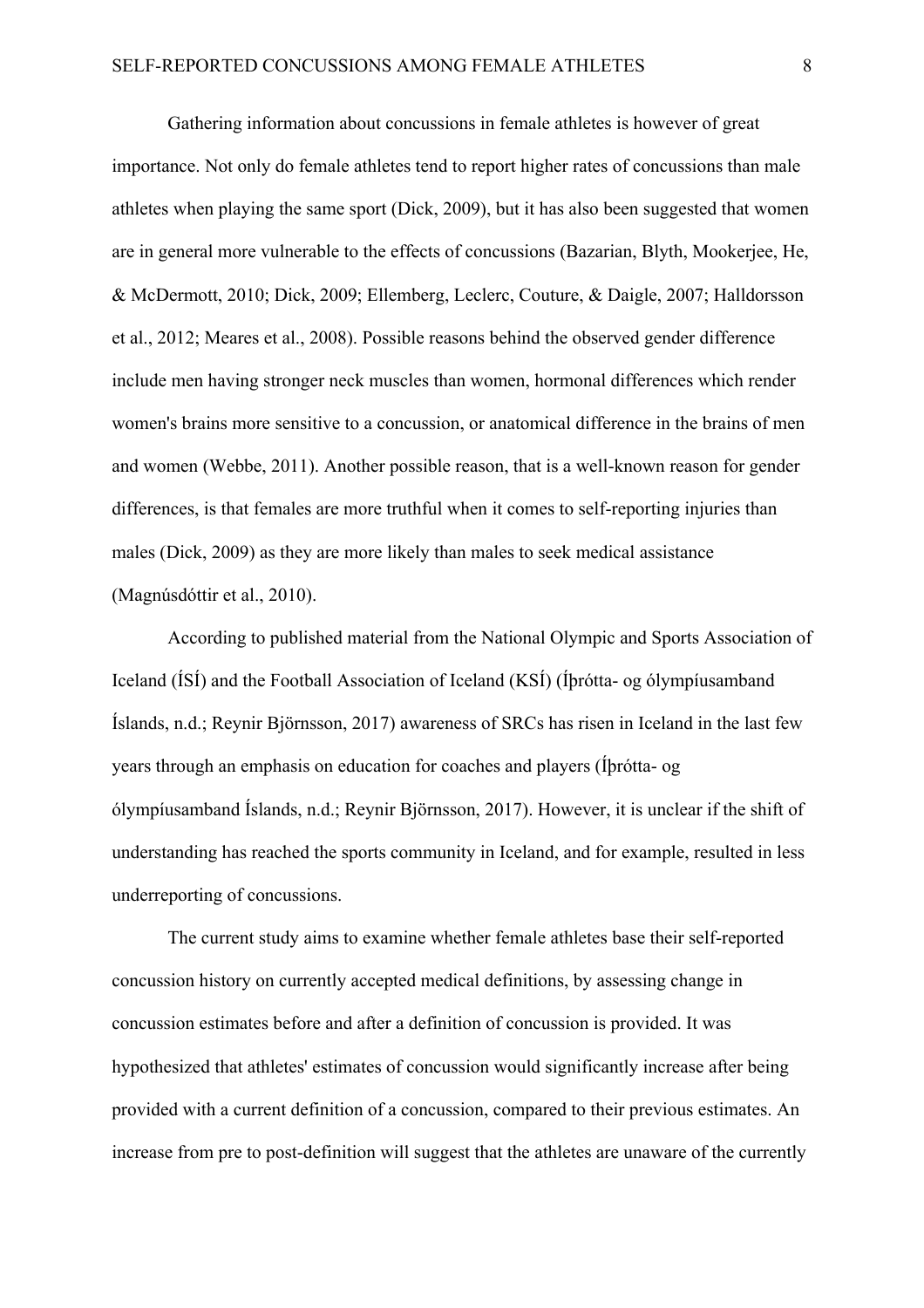Gathering information about concussions in female athletes is however of great importance. Not only do female athletes tend to report higher rates of concussions than male athletes when playing the same sport (Dick, 2009), but it has also been suggested that women are in general more vulnerable to the effects of concussions (Bazarian, Blyth, Mookerjee, He, & McDermott, 2010; Dick, 2009; Ellemberg, Leclerc, Couture, & Daigle, 2007; Halldorsson et al., 2012; Meares et al., 2008). Possible reasons behind the observed gender difference include men having stronger neck muscles than women, hormonal differences which render women's brains more sensitive to a concussion, or anatomical difference in the brains of men and women (Webbe, 2011). Another possible reason, that is a well-known reason for gender differences, is that females are more truthful when it comes to self-reporting injuries than males (Dick, 2009) as they are more likely than males to seek medical assistance (Magnúsdóttir et al., 2010).

According to published material from the National Olympic and Sports Association of Iceland (ÍSÍ) and the Football Association of Iceland (KSÍ) (Íþrótta- og ólympíusamband Íslands, n.d.; Reynir Björnsson, 2017) awareness of SRCs has risen in Iceland in the last few years through an emphasis on education for coaches and players (Íþrótta- og ólympíusamband Íslands, n.d.; Reynir Björnsson, 2017). However, it is unclear if the shift of understanding has reached the sports community in Iceland, and for example, resulted in less underreporting of concussions.

The current study aims to examine whether female athletes base their self-reported concussion history on currently accepted medical definitions, by assessing change in concussion estimates before and after a definition of concussion is provided. It was hypothesized that athletes' estimates of concussion would significantly increase after being provided with a current definition of a concussion, compared to their previous estimates. An increase from pre to post-definition will suggest that the athletes are unaware of the currently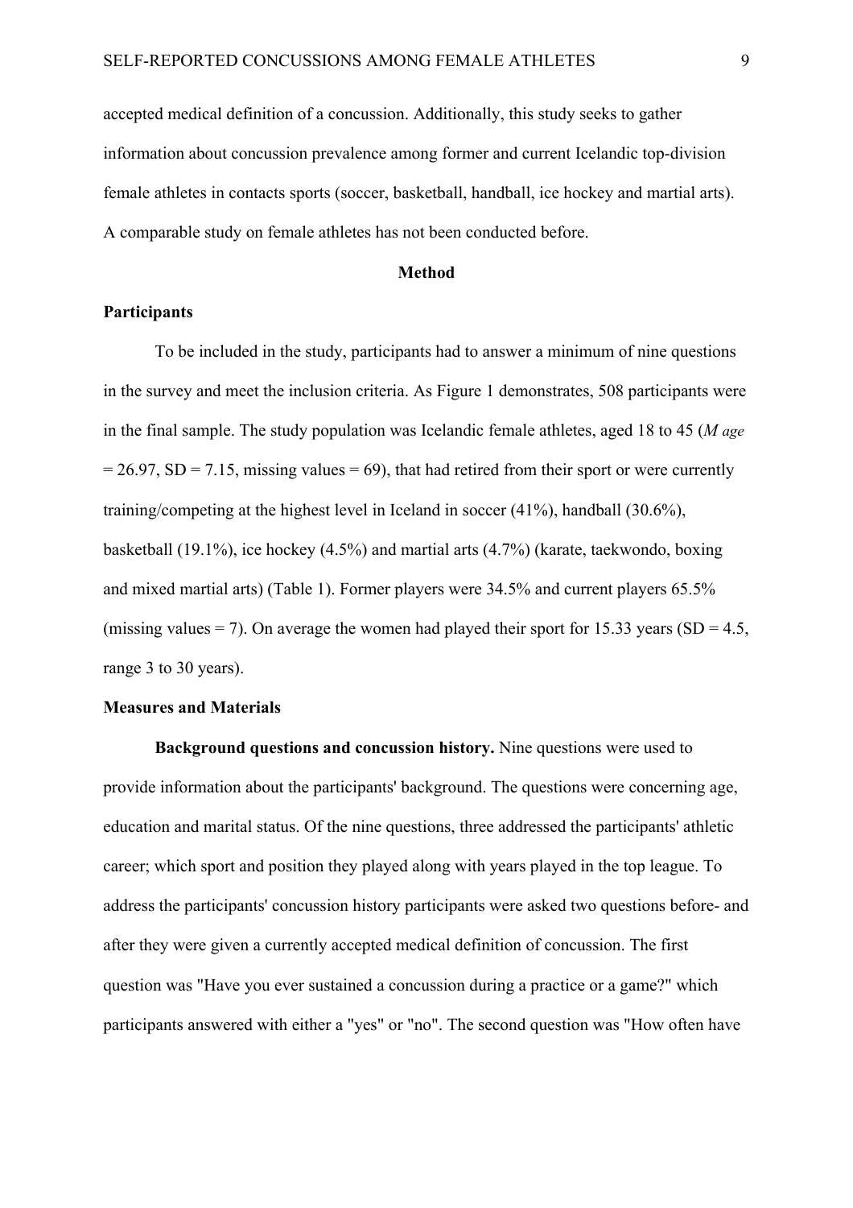accepted medical definition of a concussion. Additionally, this study seeks to gather information about concussion prevalence among former and current Icelandic top-division female athletes in contacts sports (soccer, basketball, handball, ice hockey and martial arts). A comparable study on female athletes has not been conducted before.

## Method

### Participants

To be included in the study, participants had to answer a minimum of nine questions in the survey and meet the inclusion criteria. As Figure 1 demonstrates, 508 participants were in the final sample. The study population was Icelandic female athletes, aged 18 to 45 ($M_{age}$ = 26.97, SD = 7.15, missing values = 69), that had retired from their sport or were currently training/competing at the highest level in Iceland in soccer (41%), handball (30.6%), basketball (19.1%), ice hockey (4.5%) and martial arts (4.7%) (karate, taekwondo, boxing and mixed martial arts) (Table 1). Former players were 34.5% and current players 65.5% (missing values = 7). On average the women had played their sport for 15.33 years (SD = 4.5, range 3 to 30 years).

### Measures and Materials

**Background questions and concussion history.** Nine questions were used to provide information about the participants' background. The questions were concerning age, education and marital status. Of the nine questions, three addressed the participants' athletic career; which sport and position they played along with years played in the top league. To address the participants' concussion history participants were asked two questions before- and after they were given a currently accepted medical definition of concussion. The first question was "Have you ever sustained a concussion during a practice or a game?" which participants answered with either a "yes" or "no". The second question was "How often have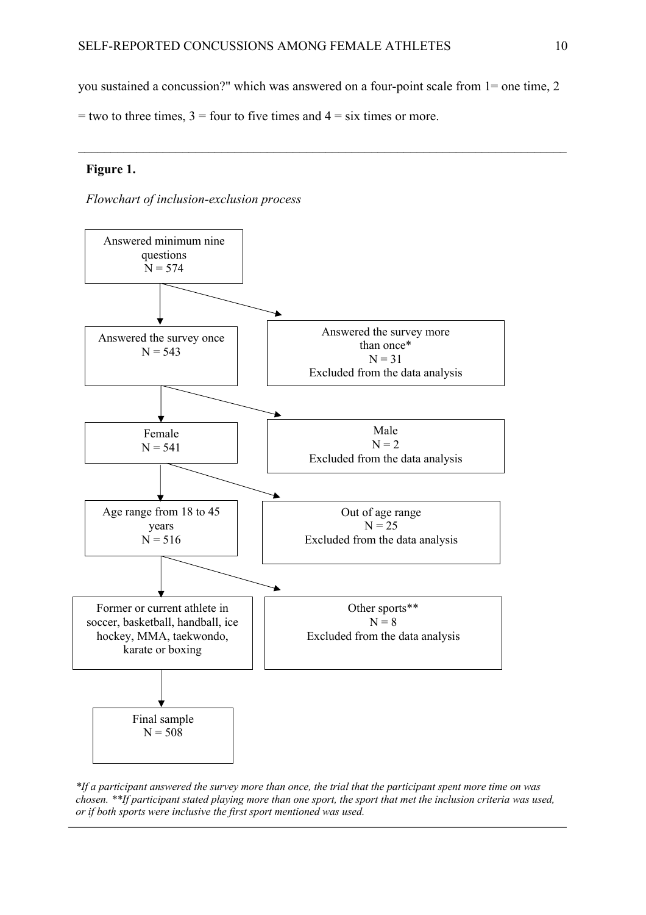you sustained a concussion?" which was answered on a four-point scale from 1= one time, 2 = two to three times, 3 = four to five times and 4 = six times or more.

**Figure 1.**

*Flowchart of inclusion-exclusion process*

Answered minimum nine questions
N = 574

→ Answered the survey more than once*
N = 31
Excluded from the data analysis

Answered the survey once
N = 543

→ Male
N = 2
Excluded from the data analysis

Female
N = 541

→ Out of age range
N = 25
Excluded from the data analysis

Age range from 18 to 45 years
N = 516

→ Other sports**
N = 8
Excluded from the data analysis

Former or current athlete in soccer, basketball, handball, ice hockey, MMA, taekwondo, karate or boxing

Final sample
N = 508

**If a participant answered the survey more than once, the trial that the participant spent more time on was chosen. **If participant stated playing more than one sport, the sport that met the inclusion criteria was used, or if both sports were inclusive the first sport mentioned was used.*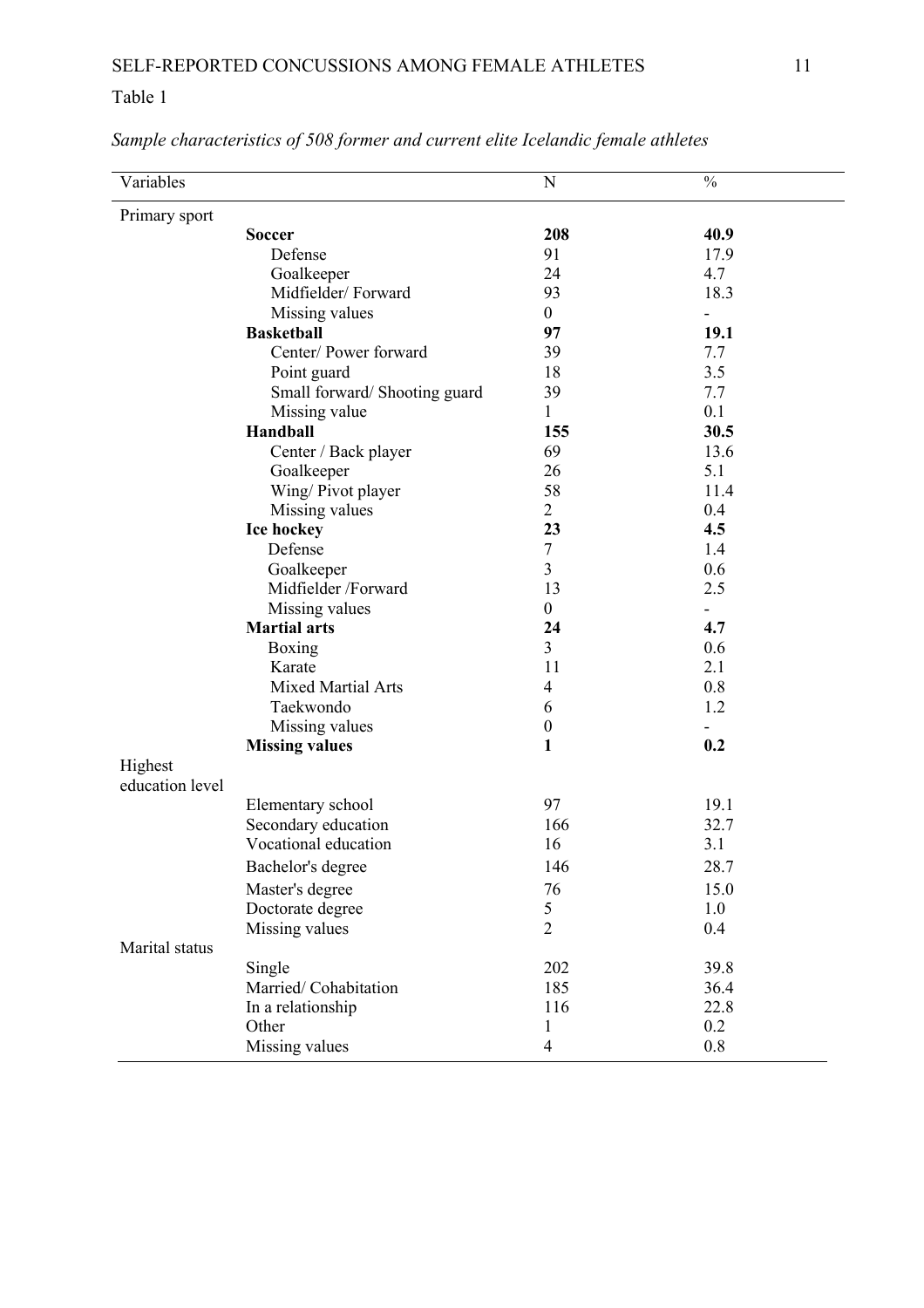Table 1

*Sample characteristics of 508 former and current elite Icelandic female athletes*

| Variables | | N | % |
|---|---|---|---|
| Primary sport | | | |
| | **Soccer** | **208** | **40.9** |
| | Defense | 91 | 17.9 |
| | Goalkeeper | 24 | 4.7 |
| | Midfielder/ Forward | 93 | 18.3 |
| | Missing values | 0 | - |
| | **Basketball** | **97** | **19.1** |
| | Center/ Power forward | 39 | 7.7 |
| | Point guard | 18 | 3.5 |
| | Small forward/ Shooting guard | 39 | 7.7 |
| | Missing value | 1 | 0.1 |
| | **Handball** | **155** | **30.5** |
| | Center / Back player | 69 | 13.6 |
| | Goalkeeper | 26 | 5.1 |
| | Wing/ Pivot player | 58 | 11.4 |
| | Missing values | 2 | 0.4 |
| | **Ice hockey** | **23** | **4.5** |
| | Defense | 7 | 1.4 |
| | Goalkeeper | 3 | 0.6 |
| | Midfielder /Forward | 13 | 2.5 |
| | Missing values | 0 | - |
| | **Martial arts** | **24** | **4.7** |
| | Boxing | 3 | 0.6 |
| | Karate | 11 | 2.1 |
| | Mixed Martial Arts | 4 | 0.8 |
| | Taekwondo | 6 | 1.2 |
| | Missing values | 0 | - |
| | **Missing values** | **1** | **0.2** |
| Highest education level | | | |
| | Elementary school | 97 | 19.1 |
| | Secondary education | 166 | 32.7 |
| | Vocational education | 16 | 3.1 |
| | Bachelor's degree | 146 | 28.7 |
| | Master's degree | 76 | 15.0 |
| | Doctorate degree | 5 | 1.0 |
| | Missing values | 2 | 0.4 |
| Marital status | | | |
| | Single | 202 | 39.8 |
| | Married/ Cohabitation | 185 | 36.4 |
| | In a relationship | 116 | 22.8 |
| | Other | 1 | 0.2 |
| | Missing values | 4 | 0.8 |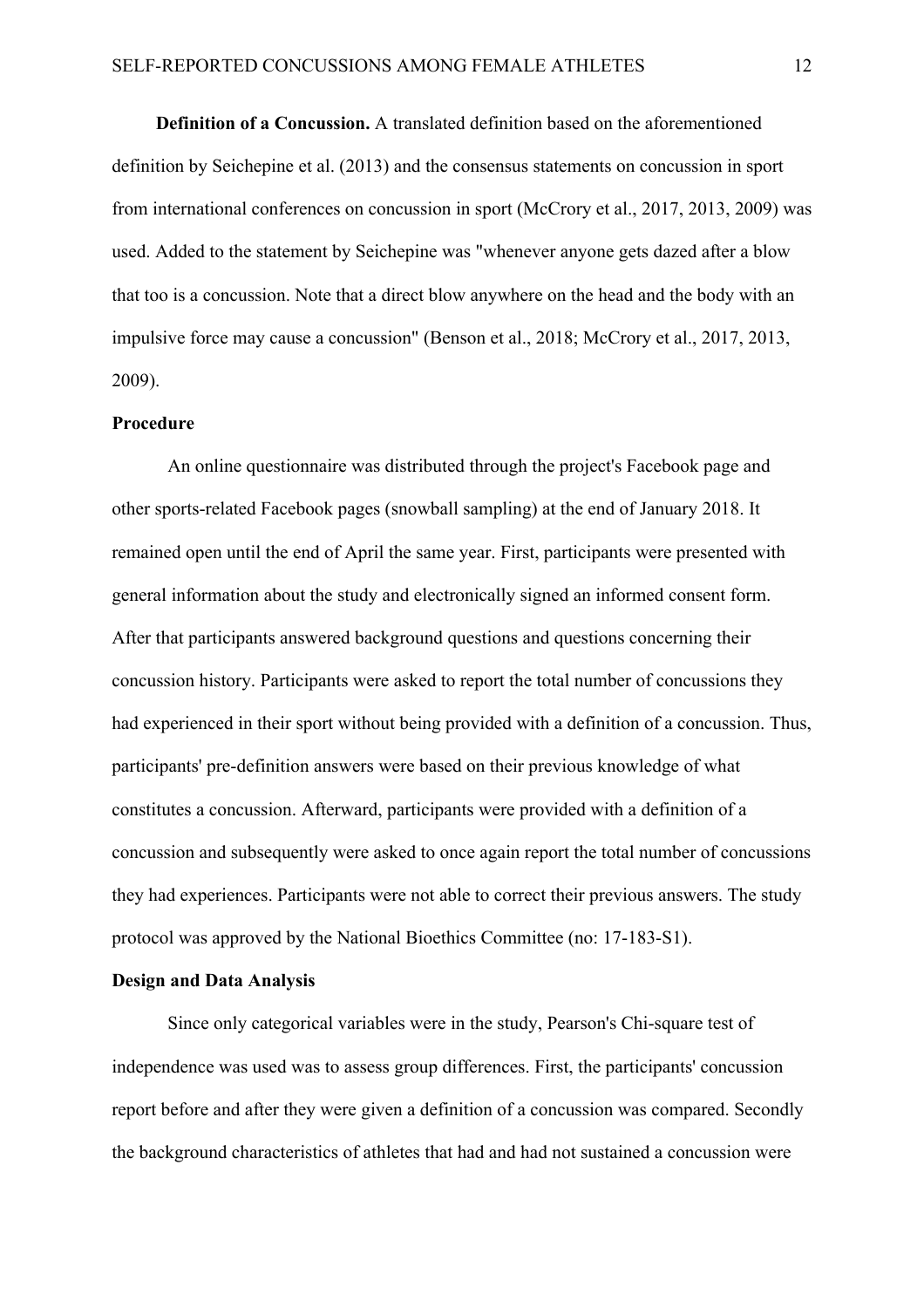**Definition of a Concussion.** A translated definition based on the aforementioned definition by Seichepine et al. (2013) and the consensus statements on concussion in sport from international conferences on concussion in sport (McCrory et al., 2017, 2013, 2009) was used. Added to the statement by Seichepine was "whenever anyone gets dazed after a blow that too is a concussion. Note that a direct blow anywhere on the head and the body with an impulsive force may cause a concussion" (Benson et al., 2018; McCrory et al., 2017, 2013, 2009).

## Procedure

An online questionnaire was distributed through the project's Facebook page and other sports-related Facebook pages (snowball sampling) at the end of January 2018. It remained open until the end of April the same year. First, participants were presented with general information about the study and electronically signed an informed consent form. After that participants answered background questions and questions concerning their concussion history. Participants were asked to report the total number of concussions they had experienced in their sport without being provided with a definition of a concussion. Thus, participants' pre-definition answers were based on their previous knowledge of what constitutes a concussion. Afterward, participants were provided with a definition of a concussion and subsequently were asked to once again report the total number of concussions they had experiences. Participants were not able to correct their previous answers. The study protocol was approved by the National Bioethics Committee (no: 17-183-S1).

## Design and Data Analysis

Since only categorical variables were in the study, Pearson's Chi-square test of independence was used was to assess group differences. First, the participants' concussion report before and after they were given a definition of a concussion was compared. Secondly the background characteristics of athletes that had and had not sustained a concussion were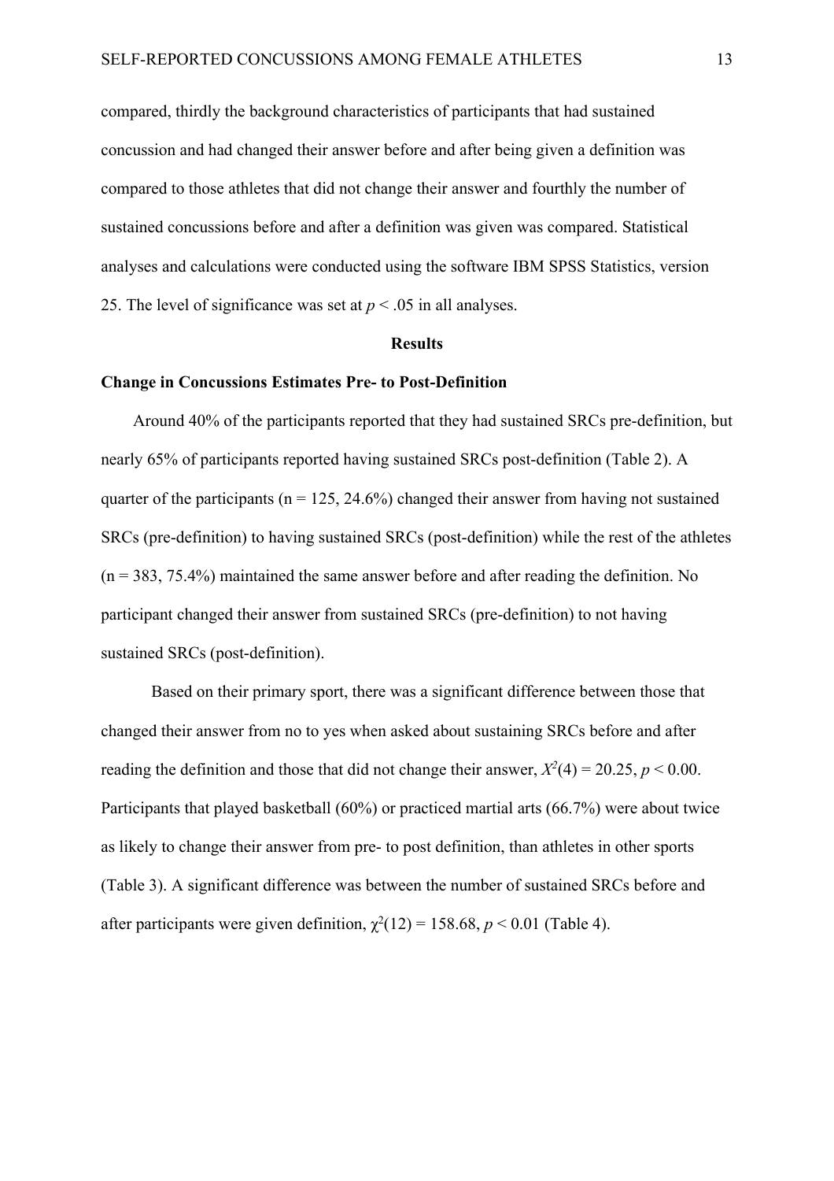compared, thirdly the background characteristics of participants that had sustained concussion and had changed their answer before and after being given a definition was compared to those athletes that did not change their answer and fourthly the number of sustained concussions before and after a definition was given was compared. Statistical analyses and calculations were conducted using the software IBM SPSS Statistics, version 25. The level of significance was set at $p < .05$ in all analyses.

## Results

### Change in Concussions Estimates Pre- to Post-Definition

Around 40% of the participants reported that they had sustained SRCs pre-definition, but nearly 65% of participants reported having sustained SRCs post-definition (Table 2). A quarter of the participants (n = 125, 24.6%) changed their answer from having not sustained SRCs (pre-definition) to having sustained SRCs (post-definition) while the rest of the athletes (n = 383, 75.4%) maintained the same answer before and after reading the definition. No participant changed their answer from sustained SRCs (pre-definition) to not having sustained SRCs (post-definition).

Based on their primary sport, there was a significant difference between those that changed their answer from no to yes when asked about sustaining SRCs before and after reading the definition and those that did not change their answer, $X^2(4) = 20.25$, $p < 0.00$. Participants that played basketball (60%) or practiced martial arts (66.7%) were about twice as likely to change their answer from pre- to post definition, than athletes in other sports (Table 3). A significant difference was between the number of sustained SRCs before and after participants were given definition, $\chi^2(12) = 158.68$, $p < 0.01$ (Table 4).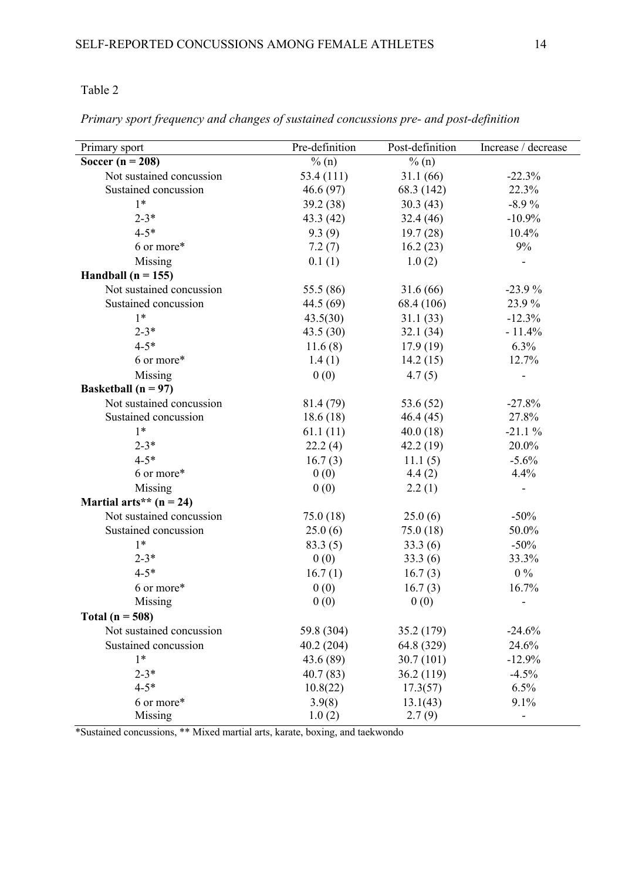Table 2

*Primary sport frequency and changes of sustained concussions pre- and post-definition*

| Primary sport | Pre-definition | Post-definition | Increase / decrease |
|---|---|---|---|
| **Soccer (n = 208)** | % (n) | % (n) | |
| Not sustained concussion | 53.4 (111) | 31.1 (66) | -22.3% |
| Sustained concussion | 46.6 (97) | 68.3 (142) | 22.3% |
| 1* | 39.2 (38) | 30.3 (43) | -8.9 % |
| 2-3* | 43.3 (42) | 32.4 (46) | -10.9% |
| 4-5* | 9.3 (9) | 19.7 (28) | 10.4% |
| 6 or more* | 7.2 (7) | 16.2 (23) | 9% |
| Missing | 0.1 (1) | 1.0 (2) | - |
| **Handball (n = 155)** | | | |
| Not sustained concussion | 55.5 (86) | 31.6 (66) | -23.9 % |
| Sustained concussion | 44.5 (69) | 68.4 (106) | 23.9 % |
| 1* | 43.5(30) | 31.1 (33) | -12.3% |
| 2-3* | 43.5 (30) | 32.1 (34) | - 11.4% |
| 4-5* | 11.6 (8) | 17.9 (19) | 6.3% |
| 6 or more* | 1.4 (1) | 14.2 (15) | 12.7% |
| Missing | 0 (0) | 4.7 (5) | - |
| **Basketball (n = 97)** | | | |
| Not sustained concussion | 81.4 (79) | 53.6 (52) | -27.8% |
| Sustained concussion | 18.6 (18) | 46.4 (45) | 27.8% |
| 1* | 61.1 (11) | 40.0 (18) | -21.1 % |
| 2-3* | 22.2 (4) | 42.2 (19) | 20.0% |
| 4-5* | 16.7 (3) | 11.1 (5) | -5.6% |
| 6 or more* | 0 (0) | 4.4 (2) | 4.4% |
| Missing | 0 (0) | 2.2 (1) | - |
| **Martial arts** (n = 24)** | | | |
| Not sustained concussion | 75.0 (18) | 25.0 (6) | -50% |
| Sustained concussion | 25.0 (6) | 75.0 (18) | 50.0% |
| 1* | 83.3 (5) | 33.3 (6) | -50% |
| 2-3* | 0 (0) | 33.3 (6) | 33.3% |
| 4-5* | 16.7 (1) | 16.7 (3) | 0 % |
| 6 or more* | 0 (0) | 16.7 (3) | 16.7% |
| Missing | 0 (0) | 0 (0) | - |
| **Total (n = 508)** | | | |
| Not sustained concussion | 59.8 (304) | 35.2 (179) | -24.6% |
| Sustained concussion | 40.2 (204) | 64.8 (329) | 24.6% |
| 1* | 43.6 (89) | 30.7 (101) | -12.9% |
| 2-3* | 40.7 (83) | 36.2 (119) | -4.5% |
| 4-5* | 10.8(22) | 17.3(57) | 6.5% |
| 6 or more* | 3.9(8) | 13.1(43) | 9.1% |
| Missing | 1.0 (2) | 2.7 (9) | - |

*Sustained concussions, ** Mixed martial arts, karate, boxing, and taekwondo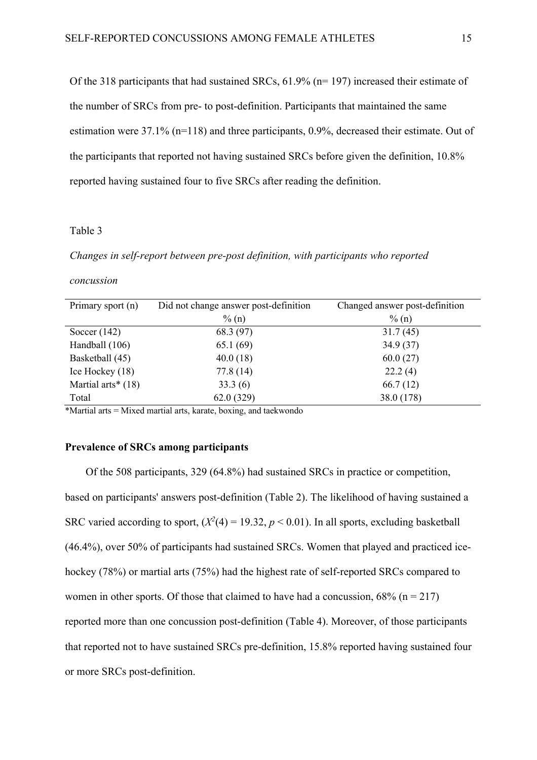Of the 318 participants that had sustained SRCs, 61.9% (n= 197) increased their estimate of the number of SRCs from pre- to post-definition. Participants that maintained the same estimation were 37.1% (n=118) and three participants, 0.9%, decreased their estimate. Out of the participants that reported not having sustained SRCs before given the definition, 10.8% reported having sustained four to five SRCs after reading the definition.

Table 3

*Changes in self-report between pre-post definition, with participants who reported concussion*

| Primary sport (n) | Did not change answer post-definition % (n) | Changed answer post-definition % (n) |
|---|---|---|
| Soccer (142) | 68.3 (97) | 31.7 (45) |
| Handball (106) | 65.1 (69) | 34.9 (37) |
| Basketball (45) | 40.0 (18) | 60.0 (27) |
| Ice Hockey (18) | 77.8 (14) | 22.2 (4) |
| Martial arts* (18) | 33.3 (6) | 66.7 (12) |
| Total | 62.0 (329) | 38.0 (178) |

*Martial arts = Mixed martial arts, karate, boxing, and taekwondo

**Prevalence of SRCs among participants**

Of the 508 participants, 329 (64.8%) had sustained SRCs in practice or competition, based on participants' answers post-definition (Table 2). The likelihood of having sustained a SRC varied according to sport, ($X^2(4) = 19.32$, $p < 0.01$). In all sports, excluding basketball (46.4%), over 50% of participants had sustained SRCs. Women that played and practiced ice-hockey (78%) or martial arts (75%) had the highest rate of self-reported SRCs compared to women in other sports. Of those that claimed to have had a concussion, 68% (n = 217) reported more than one concussion post-definition (Table 4). Moreover, of those participants that reported not to have sustained SRCs pre-definition, 15.8% reported having sustained four or more SRCs post-definition.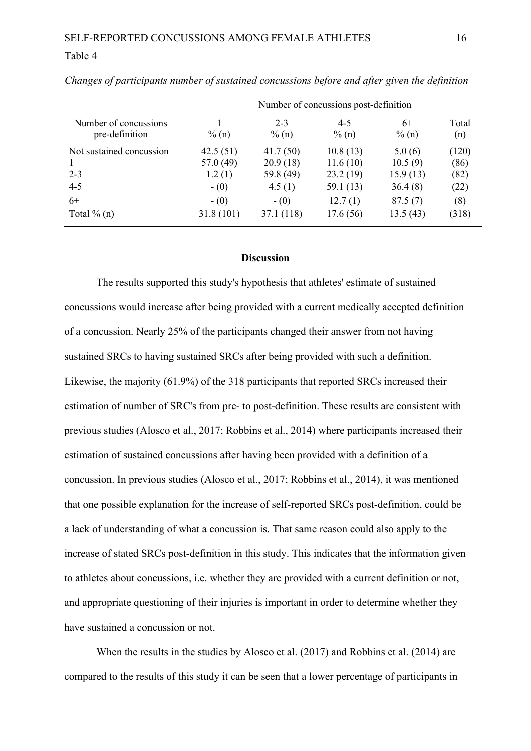Table 4

*Changes of participants number of sustained concussions before and after given the definition*

| | Number of concussions post-definition | | | | |
|---|---|---|---|---|---|
| Number of concussions pre-definition | 1<br>% (n) | 2-3<br>% (n) | 4-5<br>% (n) | 6+<br>% (n) | Total<br>(n) |
| Not sustained concussion | 42.5 (51) | 41.7 (50) | 10.8 (13) | 5.0 (6) | (120) |
| 1 | 57.0 (49) | 20.9 (18) | 11.6 (10) | 10.5 (9) | (86) |
| 2-3 | 1.2 (1) | 59.8 (49) | 23.2 (19) | 15.9 (13) | (82) |
| 4-5 | - (0) | 4.5 (1) | 59.1 (13) | 36.4 (8) | (22) |
| 6+ | - (0) | - (0) | 12.7 (1) | 87.5 (7) | (8) |
| Total % (n) | 31.8 (101) | 37.1 (118) | 17.6 (56) | 13.5 (43) | (318) |

## Discussion

The results supported this study's hypothesis that athletes' estimate of sustained concussions would increase after being provided with a current medically accepted definition of a concussion. Nearly 25% of the participants changed their answer from not having sustained SRCs to having sustained SRCs after being provided with such a definition. Likewise, the majority (61.9%) of the 318 participants that reported SRCs increased their estimation of number of SRC's from pre- to post-definition. These results are consistent with previous studies (Alosco et al., 2017; Robbins et al., 2014) where participants increased their estimation of sustained concussions after having been provided with a definition of a concussion. In previous studies (Alosco et al., 2017; Robbins et al., 2014), it was mentioned that one possible explanation for the increase of self-reported SRCs post-definition, could be a lack of understanding of what a concussion is. That same reason could also apply to the increase of stated SRCs post-definition in this study. This indicates that the information given to athletes about concussions, i.e. whether they are provided with a current definition or not, and appropriate questioning of their injuries is important in order to determine whether they have sustained a concussion or not.

When the results in the studies by Alosco et al. (2017) and Robbins et al. (2014) are compared to the results of this study it can be seen that a lower percentage of participants in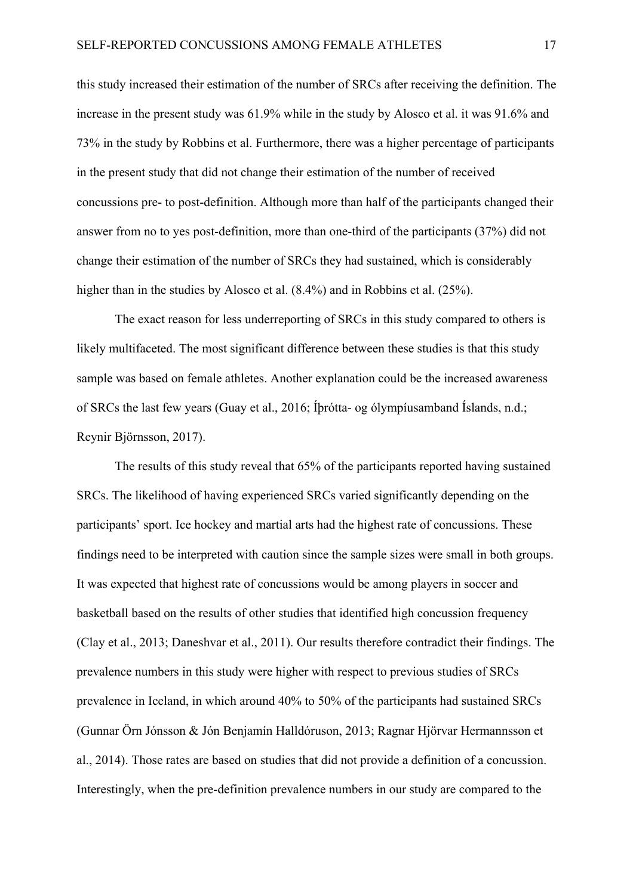this study increased their estimation of the number of SRCs after receiving the definition. The increase in the present study was 61.9% while in the study by Alosco et al. it was 91.6% and 73% in the study by Robbins et al. Furthermore, there was a higher percentage of participants in the present study that did not change their estimation of the number of received concussions pre- to post-definition. Although more than half of the participants changed their answer from no to yes post-definition, more than one-third of the participants (37%) did not change their estimation of the number of SRCs they had sustained, which is considerably higher than in the studies by Alosco et al. (8.4%) and in Robbins et al. (25%).

The exact reason for less underreporting of SRCs in this study compared to others is likely multifaceted. The most significant difference between these studies is that this study sample was based on female athletes. Another explanation could be the increased awareness of SRCs the last few years (Guay et al., 2016; Íþrótta- og ólympíusamband Íslands, n.d.; Reynir Björnsson, 2017).

The results of this study reveal that 65% of the participants reported having sustained SRCs. The likelihood of having experienced SRCs varied significantly depending on the participants' sport. Ice hockey and martial arts had the highest rate of concussions. These findings need to be interpreted with caution since the sample sizes were small in both groups. It was expected that highest rate of concussions would be among players in soccer and basketball based on the results of other studies that identified high concussion frequency (Clay et al., 2013; Daneshvar et al., 2011). Our results therefore contradict their findings. The prevalence numbers in this study were higher with respect to previous studies of SRCs prevalence in Iceland, in which around 40% to 50% of the participants had sustained SRCs (Gunnar Örn Jónsson & Jón Benjamín Halldóruson, 2013; Ragnar Hjörvar Hermannsson et al., 2014). Those rates are based on studies that did not provide a definition of a concussion. Interestingly, when the pre-definition prevalence numbers in our study are compared to the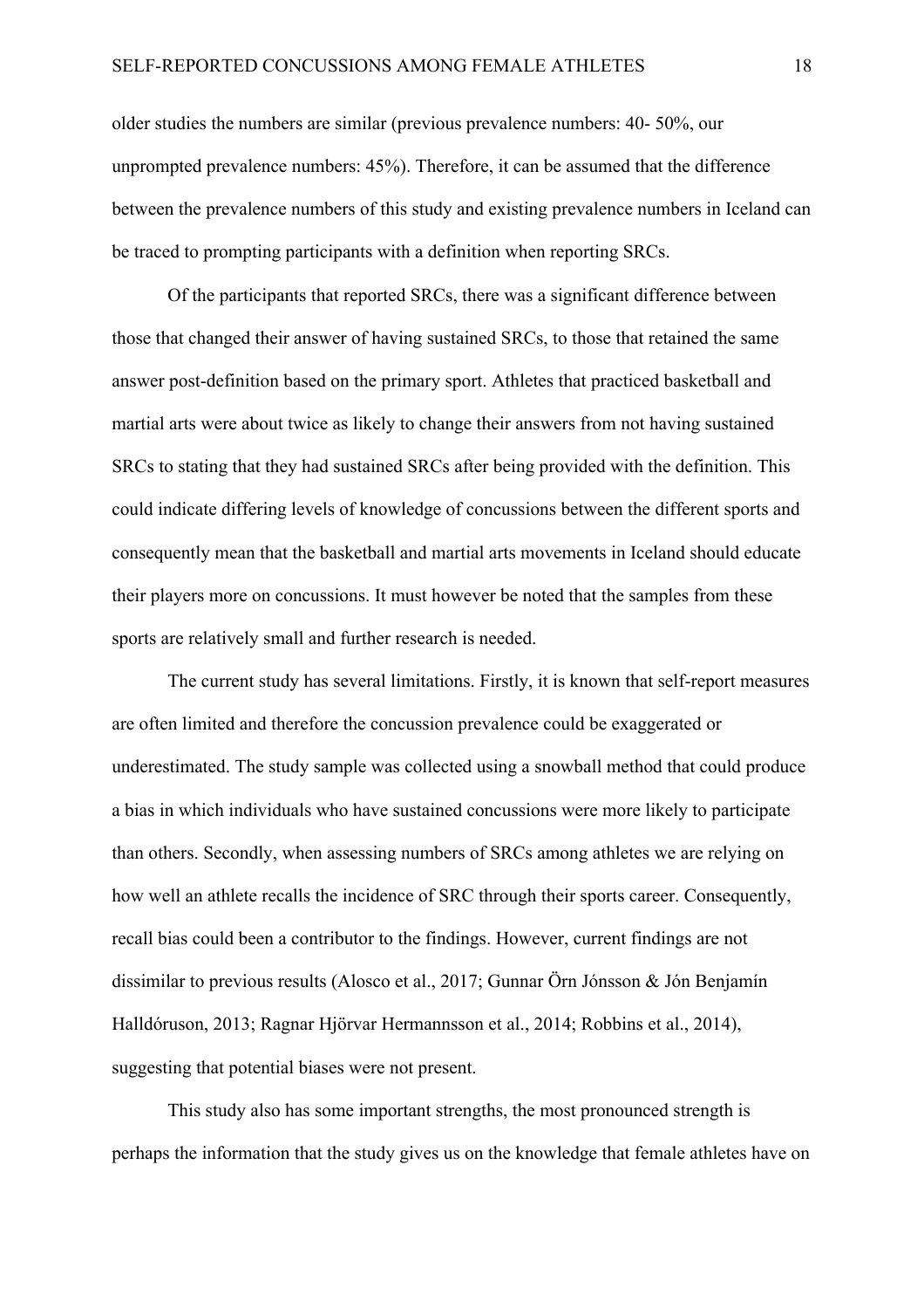older studies the numbers are similar (previous prevalence numbers: 40- 50%, our unprompted prevalence numbers: 45%). Therefore, it can be assumed that the difference between the prevalence numbers of this study and existing prevalence numbers in Iceland can be traced to prompting participants with a definition when reporting SRCs.

Of the participants that reported SRCs, there was a significant difference between those that changed their answer of having sustained SRCs, to those that retained the same answer post-definition based on the primary sport. Athletes that practiced basketball and martial arts were about twice as likely to change their answers from not having sustained SRCs to stating that they had sustained SRCs after being provided with the definition. This could indicate differing levels of knowledge of concussions between the different sports and consequently mean that the basketball and martial arts movements in Iceland should educate their players more on concussions. It must however be noted that the samples from these sports are relatively small and further research is needed.

The current study has several limitations. Firstly, it is known that self-report measures are often limited and therefore the concussion prevalence could be exaggerated or underestimated. The study sample was collected using a snowball method that could produce a bias in which individuals who have sustained concussions were more likely to participate than others. Secondly, when assessing numbers of SRCs among athletes we are relying on how well an athlete recalls the incidence of SRC through their sports career. Consequently, recall bias could been a contributor to the findings. However, current findings are not dissimilar to previous results (Alosco et al., 2017; Gunnar Örn Jónsson & Jón Benjamín Halldóruson, 2013; Ragnar Hjörvar Hermannsson et al., 2014; Robbins et al., 2014), suggesting that potential biases were not present.

This study also has some important strengths, the most pronounced strength is perhaps the information that the study gives us on the knowledge that female athletes have on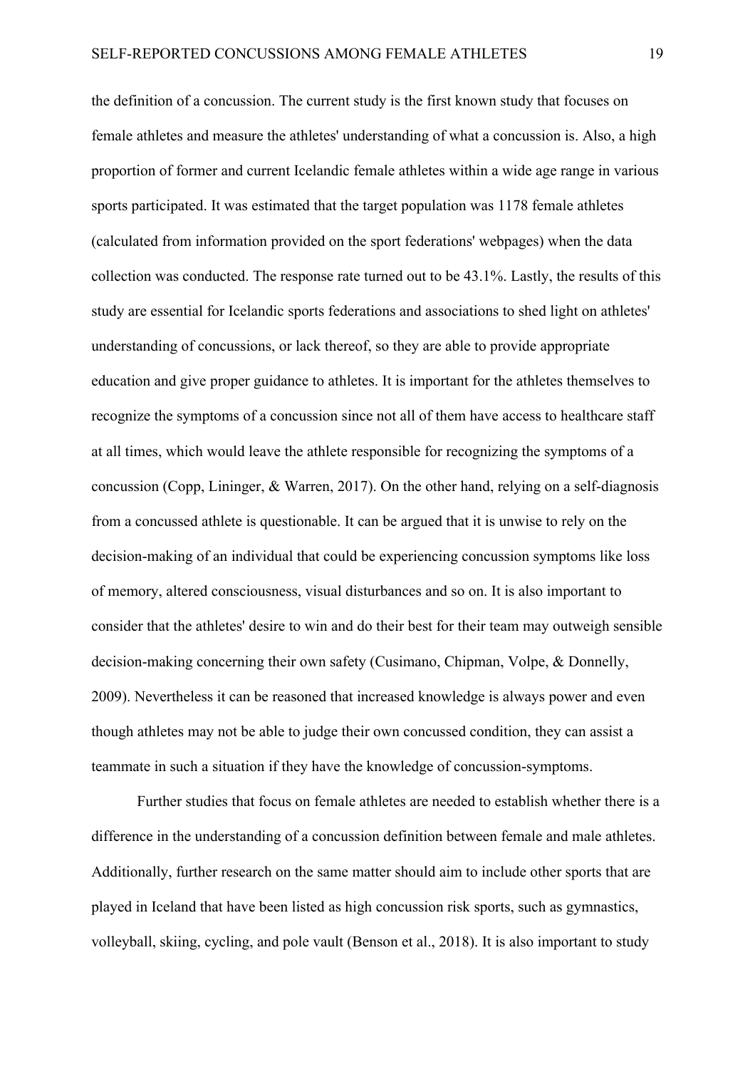the definition of a concussion. The current study is the first known study that focuses on female athletes and measure the athletes' understanding of what a concussion is. Also, a high proportion of former and current Icelandic female athletes within a wide age range in various sports participated. It was estimated that the target population was 1178 female athletes (calculated from information provided on the sport federations' webpages) when the data collection was conducted. The response rate turned out to be 43.1%. Lastly, the results of this study are essential for Icelandic sports federations and associations to shed light on athletes' understanding of concussions, or lack thereof, so they are able to provide appropriate education and give proper guidance to athletes. It is important for the athletes themselves to recognize the symptoms of a concussion since not all of them have access to healthcare staff at all times, which would leave the athlete responsible for recognizing the symptoms of a concussion (Copp, Lininger, & Warren, 2017). On the other hand, relying on a self-diagnosis from a concussed athlete is questionable. It can be argued that it is unwise to rely on the decision-making of an individual that could be experiencing concussion symptoms like loss of memory, altered consciousness, visual disturbances and so on. It is also important to consider that the athletes' desire to win and do their best for their team may outweigh sensible decision-making concerning their own safety (Cusimano, Chipman, Volpe, & Donnelly, 2009). Nevertheless it can be reasoned that increased knowledge is always power and even though athletes may not be able to judge their own concussed condition, they can assist a teammate in such a situation if they have the knowledge of concussion-symptoms.

Further studies that focus on female athletes are needed to establish whether there is a difference in the understanding of a concussion definition between female and male athletes. Additionally, further research on the same matter should aim to include other sports that are played in Iceland that have been listed as high concussion risk sports, such as gymnastics, volleyball, skiing, cycling, and pole vault (Benson et al., 2018). It is also important to study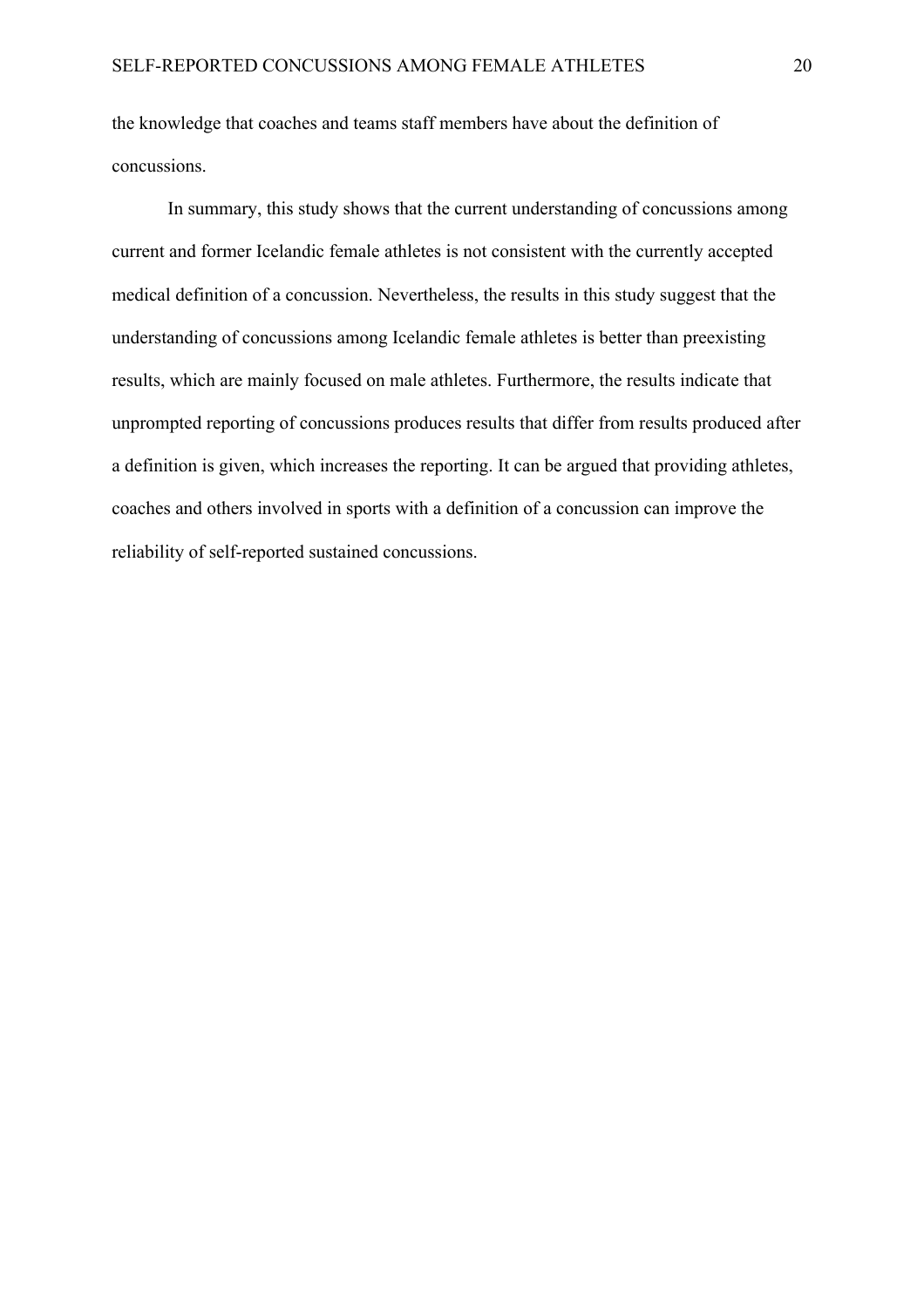the knowledge that coaches and teams staff members have about the definition of concussions.

In summary, this study shows that the current understanding of concussions among current and former Icelandic female athletes is not consistent with the currently accepted medical definition of a concussion. Nevertheless, the results in this study suggest that the understanding of concussions among Icelandic female athletes is better than preexisting results, which are mainly focused on male athletes. Furthermore, the results indicate that unprompted reporting of concussions produces results that differ from results produced after a definition is given, which increases the reporting. It can be argued that providing athletes, coaches and others involved in sports with a definition of a concussion can improve the reliability of self-reported sustained concussions.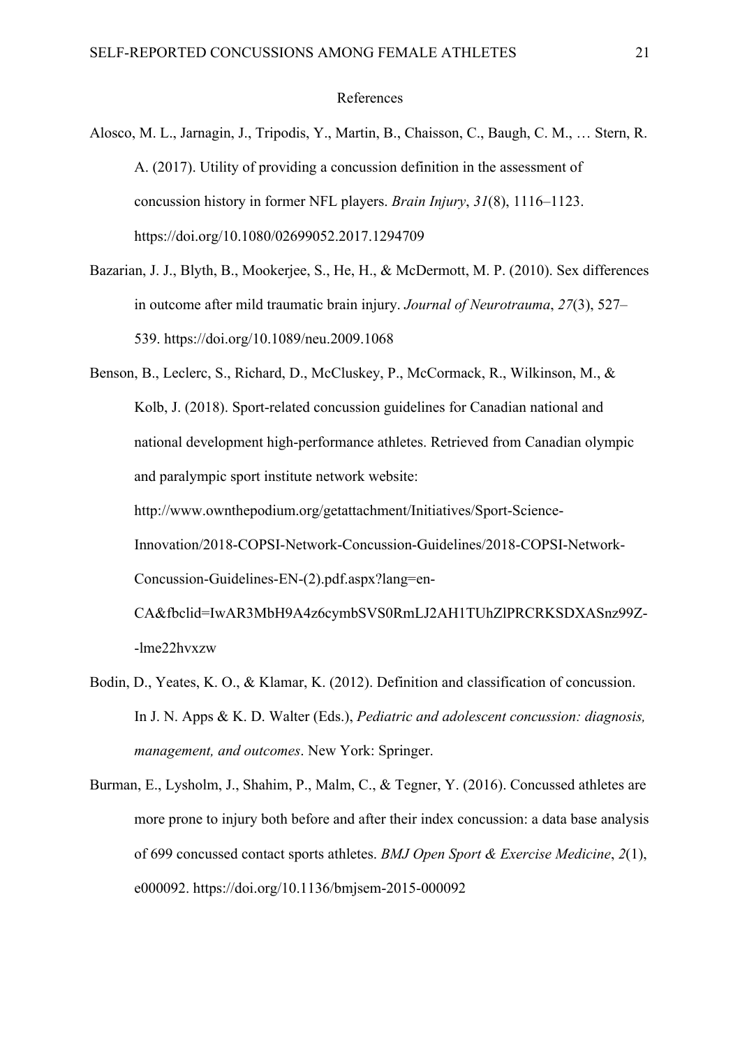# References

Alosco, M. L., Jarnagin, J., Tripodis, Y., Martin, B., Chaisson, C., Baugh, C. M., … Stern, R. A. (2017). Utility of providing a concussion definition in the assessment of concussion history in former NFL players. *Brain Injury*, *31*(8), 1116–1123. https://doi.org/10.1080/02699052.2017.1294709

Bazarian, J. J., Blyth, B., Mookerjee, S., He, H., & McDermott, M. P. (2010). Sex differences in outcome after mild traumatic brain injury. *Journal of Neurotrauma*, *27*(3), 527–539. https://doi.org/10.1089/neu.2009.1068

Benson, B., Leclerc, S., Richard, D., McCluskey, P., McCormack, R., Wilkinson, M., & Kolb, J. (2018). Sport-related concussion guidelines for Canadian national and national development high-performance athletes. Retrieved from Canadian olympic and paralympic sport institute network website: http://www.ownthepodium.org/getattachment/Initiatives/Sport-Science-Innovation/2018-COPSI-Network-Concussion-Guidelines/2018-COPSI-Network-Concussion-Guidelines-EN-(2).pdf.aspx?lang=en-CA&fbclid=IwAR3MbH9A4z6cymbSVS0RmLJ2AH1TUhZlPRCRKSDXASnz99Z--lme22hvxzw

Bodin, D., Yeates, K. O., & Klamar, K. (2012). Definition and classification of concussion. In J. N. Apps & K. D. Walter (Eds.), *Pediatric and adolescent concussion: diagnosis, management, and outcomes*. New York: Springer.

Burman, E., Lysholm, J., Shahim, P., Malm, C., & Tegner, Y. (2016). Concussed athletes are more prone to injury both before and after their index concussion: a data base analysis of 699 concussed contact sports athletes. *BMJ Open Sport & Exercise Medicine*, *2*(1), e000092. https://doi.org/10.1136/bmjsem-2015-000092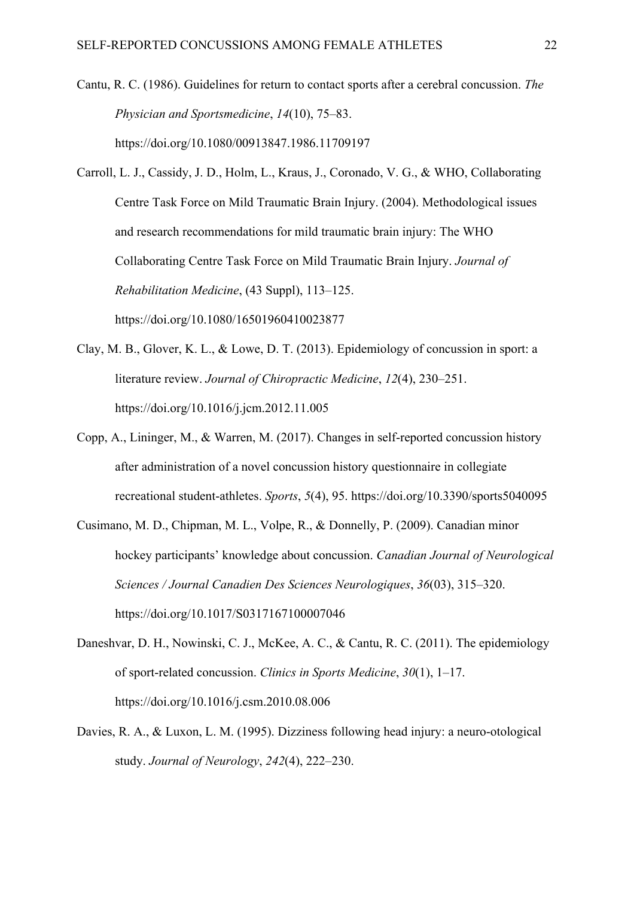Cantu, R. C. (1986). Guidelines for return to contact sports after a cerebral concussion. *The Physician and Sportsmedicine*, *14*(10), 75–83. https://doi.org/10.1080/00913847.1986.11709197

Carroll, L. J., Cassidy, J. D., Holm, L., Kraus, J., Coronado, V. G., & WHO, Collaborating Centre Task Force on Mild Traumatic Brain Injury. (2004). Methodological issues and research recommendations for mild traumatic brain injury: The WHO Collaborating Centre Task Force on Mild Traumatic Brain Injury. *Journal of Rehabilitation Medicine*, (43 Suppl), 113–125. https://doi.org/10.1080/16501960410023877

Clay, M. B., Glover, K. L., & Lowe, D. T. (2013). Epidemiology of concussion in sport: a literature review. *Journal of Chiropractic Medicine*, *12*(4), 230–251. https://doi.org/10.1016/j.jcm.2012.11.005

Copp, A., Lininger, M., & Warren, M. (2017). Changes in self-reported concussion history after administration of a novel concussion history questionnaire in collegiate recreational student-athletes. *Sports*, *5*(4), 95. https://doi.org/10.3390/sports5040095

Cusimano, M. D., Chipman, M. L., Volpe, R., & Donnelly, P. (2009). Canadian minor hockey participants' knowledge about concussion. *Canadian Journal of Neurological Sciences / Journal Canadien Des Sciences Neurologiques*, *36*(03), 315–320. https://doi.org/10.1017/S0317167100007046

Daneshvar, D. H., Nowinski, C. J., McKee, A. C., & Cantu, R. C. (2011). The epidemiology of sport-related concussion. *Clinics in Sports Medicine*, *30*(1), 1–17. https://doi.org/10.1016/j.csm.2010.08.006

Davies, R. A., & Luxon, L. M. (1995). Dizziness following head injury: a neuro-otological study. *Journal of Neurology*, *242*(4), 222–230.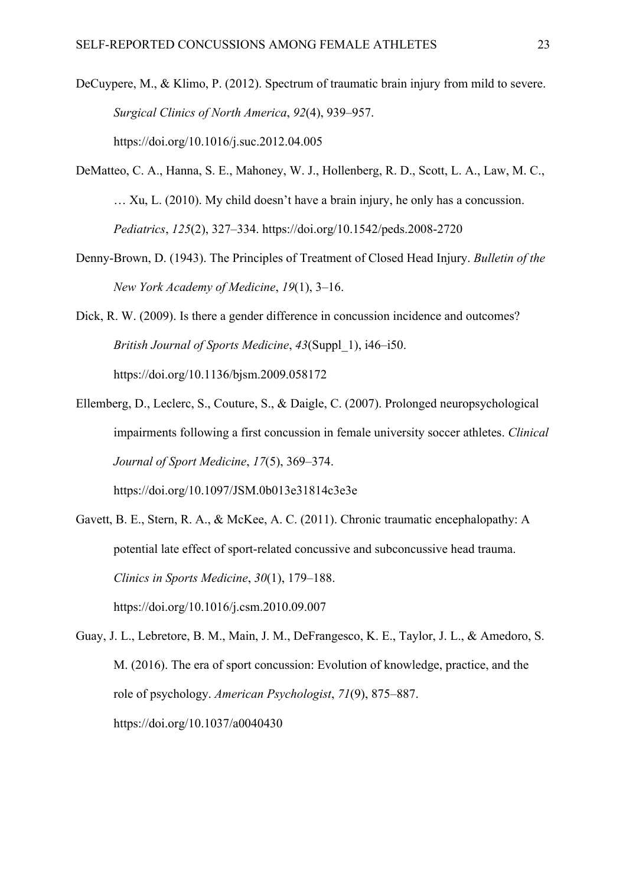DeCuypere, M., & Klimo, P. (2012). Spectrum of traumatic brain injury from mild to severe. *Surgical Clinics of North America*, *92*(4), 939–957. https://doi.org/10.1016/j.suc.2012.04.005

DeMatteo, C. A., Hanna, S. E., Mahoney, W. J., Hollenberg, R. D., Scott, L. A., Law, M. C., … Xu, L. (2010). My child doesn't have a brain injury, he only has a concussion. *Pediatrics*, *125*(2), 327–334. https://doi.org/10.1542/peds.2008-2720

Denny-Brown, D. (1943). The Principles of Treatment of Closed Head Injury. *Bulletin of the New York Academy of Medicine*, *19*(1), 3–16.

Dick, R. W. (2009). Is there a gender difference in concussion incidence and outcomes? *British Journal of Sports Medicine*, *43*(Suppl_1), i46–i50. https://doi.org/10.1136/bjsm.2009.058172

Ellemberg, D., Leclerc, S., Couture, S., & Daigle, C. (2007). Prolonged neuropsychological impairments following a first concussion in female university soccer athletes. *Clinical Journal of Sport Medicine*, *17*(5), 369–374. https://doi.org/10.1097/JSM.0b013e31814c3e3e

Gavett, B. E., Stern, R. A., & McKee, A. C. (2011). Chronic traumatic encephalopathy: A potential late effect of sport-related concussive and subconcussive head trauma. *Clinics in Sports Medicine*, *30*(1), 179–188. https://doi.org/10.1016/j.csm.2010.09.007

Guay, J. L., Lebretore, B. M., Main, J. M., DeFrangesco, K. E., Taylor, J. L., & Amedoro, S. M. (2016). The era of sport concussion: Evolution of knowledge, practice, and the role of psychology. *American Psychologist*, *71*(9), 875–887. https://doi.org/10.1037/a0040430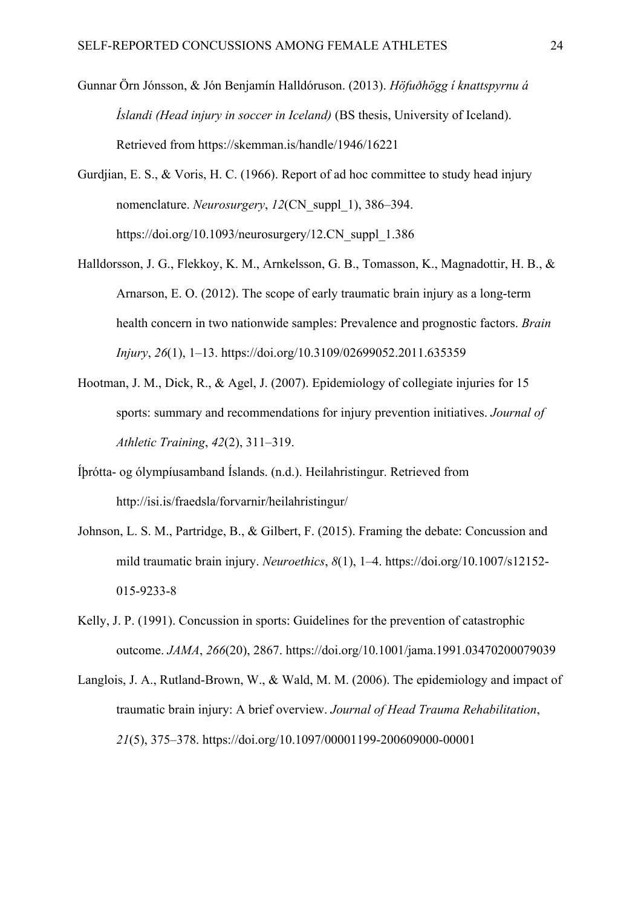Gunnar Örn Jónsson, & Jón Benjamín Halldóruson. (2013). *Höfuðhögg í knattspyrnu á Íslandi (Head injury in soccer in Iceland)* (BS thesis, University of Iceland). Retrieved from https://skemman.is/handle/1946/16221

Gurdjian, E. S., & Voris, H. C. (1966). Report of ad hoc committee to study head injury nomenclature. *Neurosurgery*, *12*(CN_suppl_1), 386–394. https://doi.org/10.1093/neurosurgery/12.CN_suppl_1.386

Halldorsson, J. G., Flekkoy, K. M., Arnkelsson, G. B., Tomasson, K., Magnadottir, H. B., & Arnarson, E. O. (2012). The scope of early traumatic brain injury as a long-term health concern in two nationwide samples: Prevalence and prognostic factors. *Brain Injury*, *26*(1), 1–13. https://doi.org/10.3109/02699052.2011.635359

Hootman, J. M., Dick, R., & Agel, J. (2007). Epidemiology of collegiate injuries for 15 sports: summary and recommendations for injury prevention initiatives. *Journal of Athletic Training*, *42*(2), 311–319.

Íþrótta- og ólympíusamband Íslands. (n.d.). Heilahristingur. Retrieved from http://isi.is/fraedsla/forvarnir/heilahristingur/

Johnson, L. S. M., Partridge, B., & Gilbert, F. (2015). Framing the debate: Concussion and mild traumatic brain injury. *Neuroethics*, *8*(1), 1–4. https://doi.org/10.1007/s12152-015-9233-8

Kelly, J. P. (1991). Concussion in sports: Guidelines for the prevention of catastrophic outcome. *JAMA*, *266*(20), 2867. https://doi.org/10.1001/jama.1991.03470200079039

Langlois, J. A., Rutland-Brown, W., & Wald, M. M. (2006). The epidemiology and impact of traumatic brain injury: A brief overview. *Journal of Head Trauma Rehabilitation*, *21*(5), 375–378. https://doi.org/10.1097/00001199-200609000-00001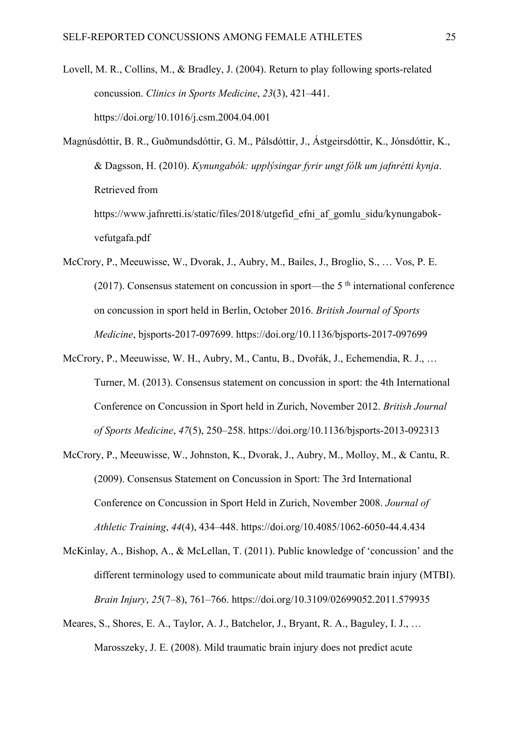Lovell, M. R., Collins, M., & Bradley, J. (2004). Return to play following sports-related concussion. *Clinics in Sports Medicine*, *23*(3), 421–441. https://doi.org/10.1016/j.csm.2004.04.001

Magnúsdóttir, B. R., Guðmundsdóttir, G. M., Pálsdóttir, J., Ástgeirsdóttir, K., Jónsdóttir, K., & Dagsson, H. (2010). *Kynungabók: upplýsingar fyrir ungt fólk um jafnrétti kynja*. Retrieved from https://www.jafnretti.is/static/files/2018/utgefid_efni_af_gomlu_sidu/kynungabok-vefutgafa.pdf

McCrory, P., Meeuwisse, W., Dvorak, J., Aubry, M., Bailes, J., Broglio, S., … Vos, P. E. (2017). Consensus statement on concussion in sport—the 5 th international conference on concussion in sport held in Berlin, October 2016. *British Journal of Sports Medicine*, bjsports-2017-097699. https://doi.org/10.1136/bjsports-2017-097699

McCrory, P., Meeuwisse, W. H., Aubry, M., Cantu, B., Dvořák, J., Echemendia, R. J., … Turner, M. (2013). Consensus statement on concussion in sport: the 4th International Conference on Concussion in Sport held in Zurich, November 2012. *British Journal of Sports Medicine*, *47*(5), 250–258. https://doi.org/10.1136/bjsports-2013-092313

McCrory, P., Meeuwisse, W., Johnston, K., Dvorak, J., Aubry, M., Molloy, M., & Cantu, R. (2009). Consensus Statement on Concussion in Sport: The 3rd International Conference on Concussion in Sport Held in Zurich, November 2008. *Journal of Athletic Training*, *44*(4), 434–448. https://doi.org/10.4085/1062-6050-44.4.434

McKinlay, A., Bishop, A., & McLellan, T. (2011). Public knowledge of 'concussion' and the different terminology used to communicate about mild traumatic brain injury (MTBI). *Brain Injury*, *25*(7–8), 761–766. https://doi.org/10.3109/02699052.2011.579935

Meares, S., Shores, E. A., Taylor, A. J., Batchelor, J., Bryant, R. A., Baguley, I. J., … Marosszeky, J. E. (2008). Mild traumatic brain injury does not predict acute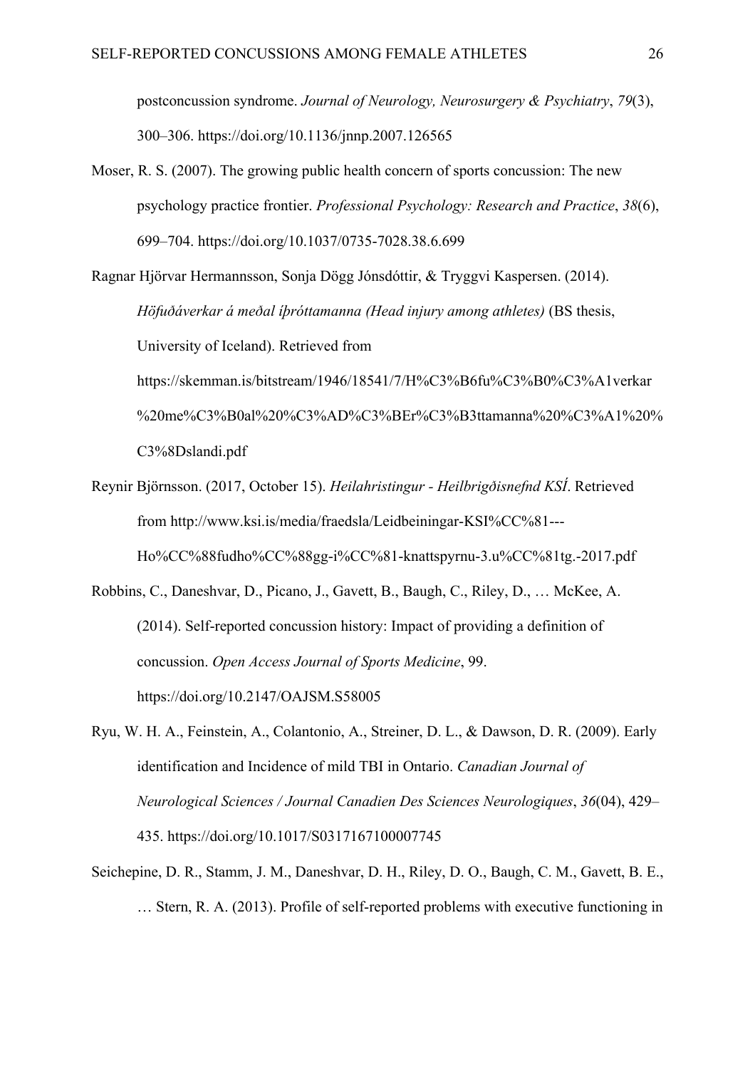postconcussion syndrome. *Journal of Neurology, Neurosurgery & Psychiatry*, *79*(3), 300–306. https://doi.org/10.1136/jnnp.2007.126565

Moser, R. S. (2007). The growing public health concern of sports concussion: The new psychology practice frontier. *Professional Psychology: Research and Practice*, *38*(6), 699–704. https://doi.org/10.1037/0735-7028.38.6.699

Ragnar Hjörvar Hermannsson, Sonja Dögg Jónsdóttir, & Tryggvi Kaspersen. (2014). *Höfuðáverkar á meðal íþróttamanna (Head injury among athletes)* (BS thesis, University of Iceland). Retrieved from https://skemman.is/bitstream/1946/18541/7/H%C3%B6fu%C3%B0%C3%A1verkar%20me%C3%B0al%20%C3%AD%C3%BEr%C3%B3ttamanna%20%C3%A1%20%C3%8Dslandi.pdf

Reynir Björnsson. (2017, October 15). *Heilahristingur - Heilbrigðisnefnd KSÍ*. Retrieved from http://www.ksi.is/media/fraedsla/Leidbeiningar-KSI%CC%81---Ho%CC%88fudho%CC%88gg-i%CC%81-knattspyrnu-3.u%CC%81tg.-2017.pdf

Robbins, C., Daneshvar, D., Picano, J., Gavett, B., Baugh, C., Riley, D., … McKee, A. (2014). Self-reported concussion history: Impact of providing a definition of concussion. *Open Access Journal of Sports Medicine*, 99. https://doi.org/10.2147/OAJSM.S58005

Ryu, W. H. A., Feinstein, A., Colantonio, A., Streiner, D. L., & Dawson, D. R. (2009). Early identification and Incidence of mild TBI in Ontario. *Canadian Journal of Neurological Sciences / Journal Canadien Des Sciences Neurologiques*, *36*(04), 429–435. https://doi.org/10.1017/S0317167100007745

Seichepine, D. R., Stamm, J. M., Daneshvar, D. H., Riley, D. O., Baugh, C. M., Gavett, B. E., … Stern, R. A. (2013). Profile of self-reported problems with executive functioning in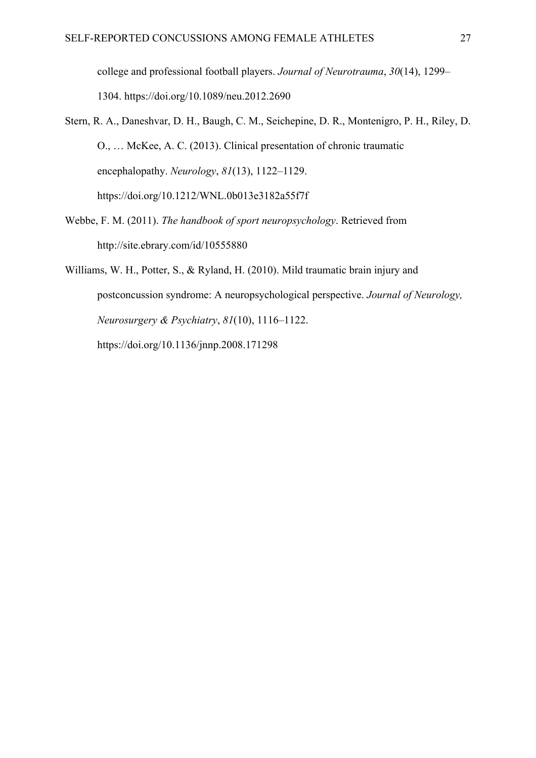college and professional football players. *Journal of Neurotrauma*, *30*(14), 1299–1304. https://doi.org/10.1089/neu.2012.2690

Stern, R. A., Daneshvar, D. H., Baugh, C. M., Seichepine, D. R., Montenigro, P. H., Riley, D. O., … McKee, A. C. (2013). Clinical presentation of chronic traumatic encephalopathy. *Neurology*, *81*(13), 1122–1129. https://doi.org/10.1212/WNL.0b013e3182a55f7f

Webbe, F. M. (2011). *The handbook of sport neuropsychology*. Retrieved from http://site.ebrary.com/id/10555880

Williams, W. H., Potter, S., & Ryland, H. (2010). Mild traumatic brain injury and postconcussion syndrome: A neuropsychological perspective. *Journal of Neurology, Neurosurgery & Psychiatry*, *81*(10), 1116–1122. https://doi.org/10.1136/jnnp.2008.171298